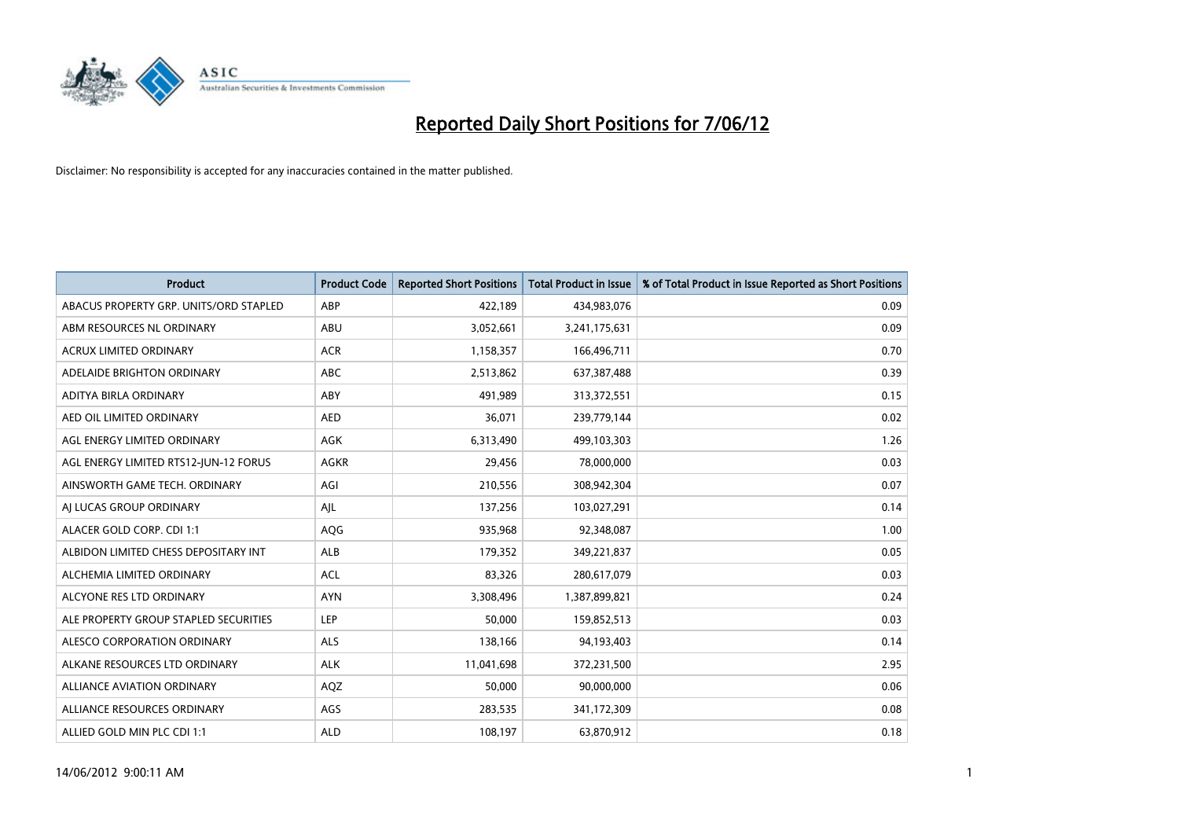# Reported Daily Short Positions for 7/06/12

Disclaimer: No responsibility is accepted for any inaccuracies contained in the matter published.

| Product | Product Code | Reported Short Positions | Total Product in Issue | % of Total Product in Issue Reported as Short Positions |
|---|---|---|---|---|
| ABACUS PROPERTY GRP. UNITS/ORD STAPLED | ABP | 422,189 | 434,983,076 | 0.09 |
| ABM RESOURCES NL ORDINARY | ABU | 3,052,661 | 3,241,175,631 | 0.09 |
| ACRUX LIMITED ORDINARY | ACR | 1,158,357 | 166,496,711 | 0.70 |
| ADELAIDE BRIGHTON ORDINARY | ABC | 2,513,862 | 637,387,488 | 0.39 |
| ADITYA BIRLA ORDINARY | ABY | 491,989 | 313,372,551 | 0.15 |
| AED OIL LIMITED ORDINARY | AED | 36,071 | 239,779,144 | 0.02 |
| AGL ENERGY LIMITED ORDINARY | AGK | 6,313,490 | 499,103,303 | 1.26 |
| AGL ENERGY LIMITED RTS12-JUN-12 FORUS | AGKR | 29,456 | 78,000,000 | 0.03 |
| AINSWORTH GAME TECH. ORDINARY | AGI | 210,556 | 308,942,304 | 0.07 |
| AJ LUCAS GROUP ORDINARY | AJL | 137,256 | 103,027,291 | 0.14 |
| ALACER GOLD CORP. CDI 1:1 | AQG | 935,968 | 92,348,087 | 1.00 |
| ALBIDON LIMITED CHESS DEPOSITARY INT | ALB | 179,352 | 349,221,837 | 0.05 |
| ALCHEMIA LIMITED ORDINARY | ACL | 83,326 | 280,617,079 | 0.03 |
| ALCYONE RES LTD ORDINARY | AYN | 3,308,496 | 1,387,899,821 | 0.24 |
| ALE PROPERTY GROUP STAPLED SECURITIES | LEP | 50,000 | 159,852,513 | 0.03 |
| ALESCO CORPORATION ORDINARY | ALS | 138,166 | 94,193,403 | 0.14 |
| ALKANE RESOURCES LTD ORDINARY | ALK | 11,041,698 | 372,231,500 | 2.95 |
| ALLIANCE AVIATION ORDINARY | AQZ | 50,000 | 90,000,000 | 0.06 |
| ALLIANCE RESOURCES ORDINARY | AGS | 283,535 | 341,172,309 | 0.08 |
| ALLIED GOLD MIN PLC CDI 1:1 | ALD | 108,197 | 63,870,912 | 0.18 |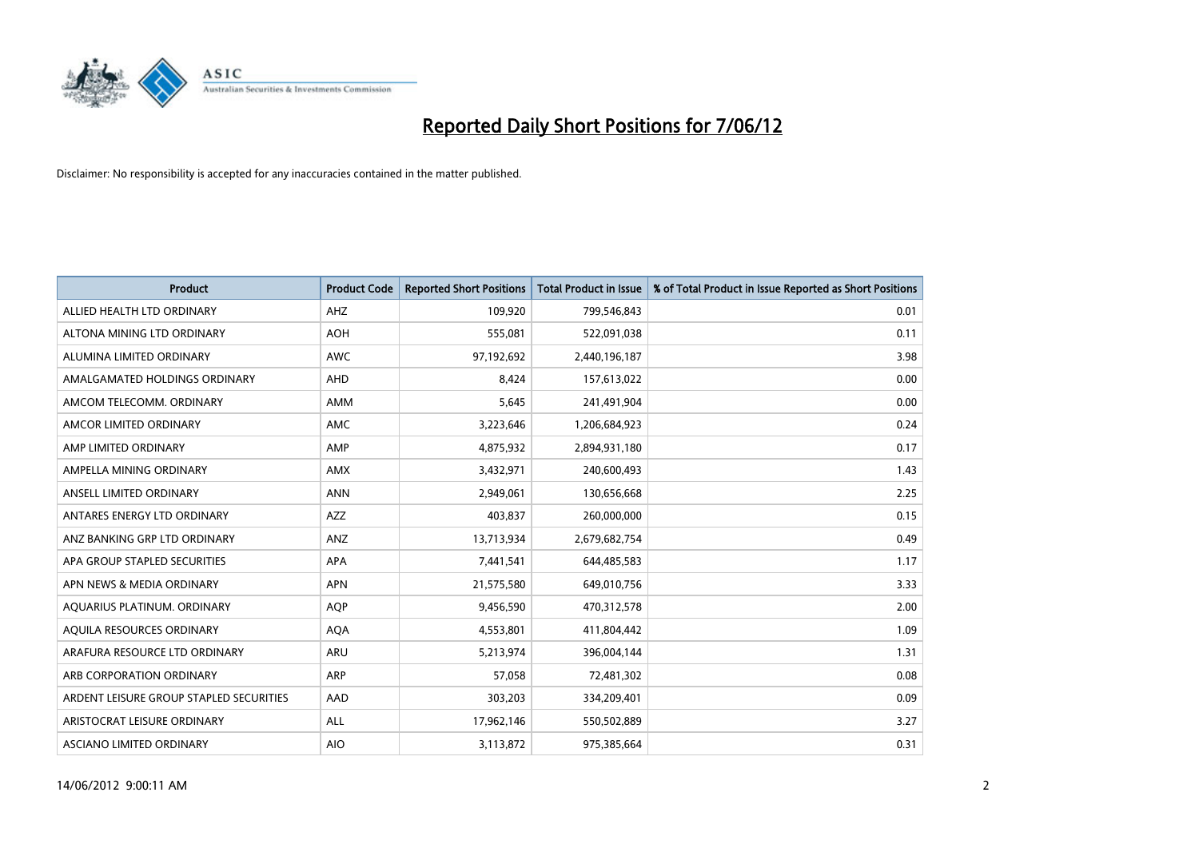# Reported Daily Short Positions for 7/06/12

Disclaimer: No responsibility is accepted for any inaccuracies contained in the matter published.

| Product | Product Code | Reported Short Positions | Total Product in Issue | % of Total Product in Issue Reported as Short Positions |
|---|---|---|---|---|
| ALLIED HEALTH LTD ORDINARY | AHZ | 109,920 | 799,546,843 | 0.01 |
| ALTONA MINING LTD ORDINARY | AOH | 555,081 | 522,091,038 | 0.11 |
| ALUMINA LIMITED ORDINARY | AWC | 97,192,692 | 2,440,196,187 | 3.98 |
| AMALGAMATED HOLDINGS ORDINARY | AHD | 8,424 | 157,613,022 | 0.00 |
| AMCOM TELECOMM. ORDINARY | AMM | 5,645 | 241,491,904 | 0.00 |
| AMCOR LIMITED ORDINARY | AMC | 3,223,646 | 1,206,684,923 | 0.24 |
| AMP LIMITED ORDINARY | AMP | 4,875,932 | 2,894,931,180 | 0.17 |
| AMPELLA MINING ORDINARY | AMX | 3,432,971 | 240,600,493 | 1.43 |
| ANSELL LIMITED ORDINARY | ANN | 2,949,061 | 130,656,668 | 2.25 |
| ANTARES ENERGY LTD ORDINARY | AZZ | 403,837 | 260,000,000 | 0.15 |
| ANZ BANKING GRP LTD ORDINARY | ANZ | 13,713,934 | 2,679,682,754 | 0.49 |
| APA GROUP STAPLED SECURITIES | APA | 7,441,541 | 644,485,583 | 1.17 |
| APN NEWS & MEDIA ORDINARY | APN | 21,575,580 | 649,010,756 | 3.33 |
| AQUARIUS PLATINUM. ORDINARY | AQP | 9,456,590 | 470,312,578 | 2.00 |
| AQUILA RESOURCES ORDINARY | AQA | 4,553,801 | 411,804,442 | 1.09 |
| ARAFURA RESOURCE LTD ORDINARY | ARU | 5,213,974 | 396,004,144 | 1.31 |
| ARB CORPORATION ORDINARY | ARP | 57,058 | 72,481,302 | 0.08 |
| ARDENT LEISURE GROUP STAPLED SECURITIES | AAD | 303,203 | 334,209,401 | 0.09 |
| ARISTOCRAT LEISURE ORDINARY | ALL | 17,962,146 | 550,502,889 | 3.27 |
| ASCIANO LIMITED ORDINARY | AIO | 3,113,872 | 975,385,664 | 0.31 |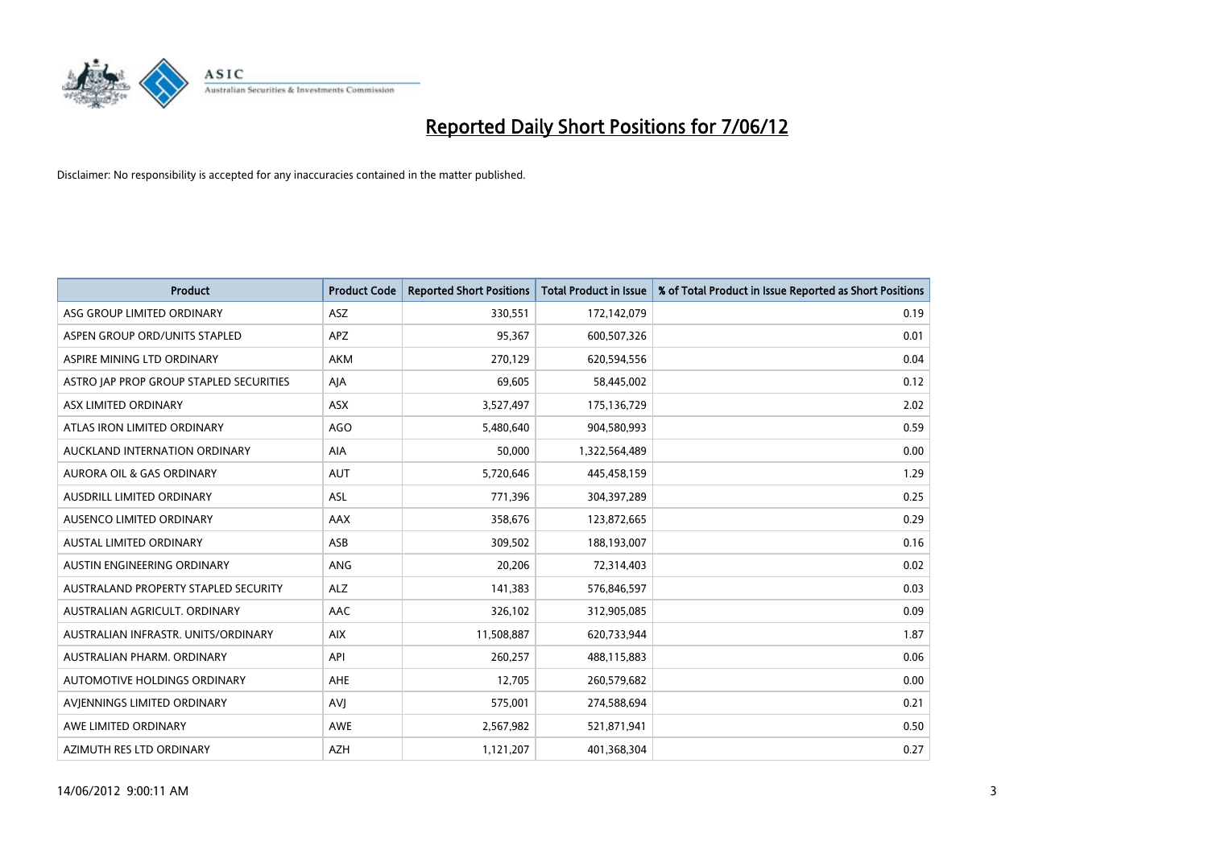# Reported Daily Short Positions for 7/06/12

Disclaimer: No responsibility is accepted for any inaccuracies contained in the matter published.

| Product | Product Code | Reported Short Positions | Total Product in Issue | % of Total Product in Issue Reported as Short Positions |
|---|---|---|---|---|
| ASG GROUP LIMITED ORDINARY | ASZ | 330,551 | 172,142,079 | 0.19 |
| ASPEN GROUP ORD/UNITS STAPLED | APZ | 95,367 | 600,507,326 | 0.01 |
| ASPIRE MINING LTD ORDINARY | AKM | 270,129 | 620,594,556 | 0.04 |
| ASTRO JAP PROP GROUP STAPLED SECURITIES | AJA | 69,605 | 58,445,002 | 0.12 |
| ASX LIMITED ORDINARY | ASX | 3,527,497 | 175,136,729 | 2.02 |
| ATLAS IRON LIMITED ORDINARY | AGO | 5,480,640 | 904,580,993 | 0.59 |
| AUCKLAND INTERNATION ORDINARY | AIA | 50,000 | 1,322,564,489 | 0.00 |
| AURORA OIL & GAS ORDINARY | AUT | 5,720,646 | 445,458,159 | 1.29 |
| AUSDRILL LIMITED ORDINARY | ASL | 771,396 | 304,397,289 | 0.25 |
| AUSENCO LIMITED ORDINARY | AAX | 358,676 | 123,872,665 | 0.29 |
| AUSTAL LIMITED ORDINARY | ASB | 309,502 | 188,193,007 | 0.16 |
| AUSTIN ENGINEERING ORDINARY | ANG | 20,206 | 72,314,403 | 0.02 |
| AUSTRALAND PROPERTY STAPLED SECURITY | ALZ | 141,383 | 576,846,597 | 0.03 |
| AUSTRALIAN AGRICULT. ORDINARY | AAC | 326,102 | 312,905,085 | 0.09 |
| AUSTRALIAN INFRASTR. UNITS/ORDINARY | AIX | 11,508,887 | 620,733,944 | 1.87 |
| AUSTRALIAN PHARM. ORDINARY | API | 260,257 | 488,115,883 | 0.06 |
| AUTOMOTIVE HOLDINGS ORDINARY | AHE | 12,705 | 260,579,682 | 0.00 |
| AVJENNINGS LIMITED ORDINARY | AVJ | 575,001 | 274,588,694 | 0.21 |
| AWE LIMITED ORDINARY | AWE | 2,567,982 | 521,871,941 | 0.50 |
| AZIMUTH RES LTD ORDINARY | AZH | 1,121,207 | 401,368,304 | 0.27 |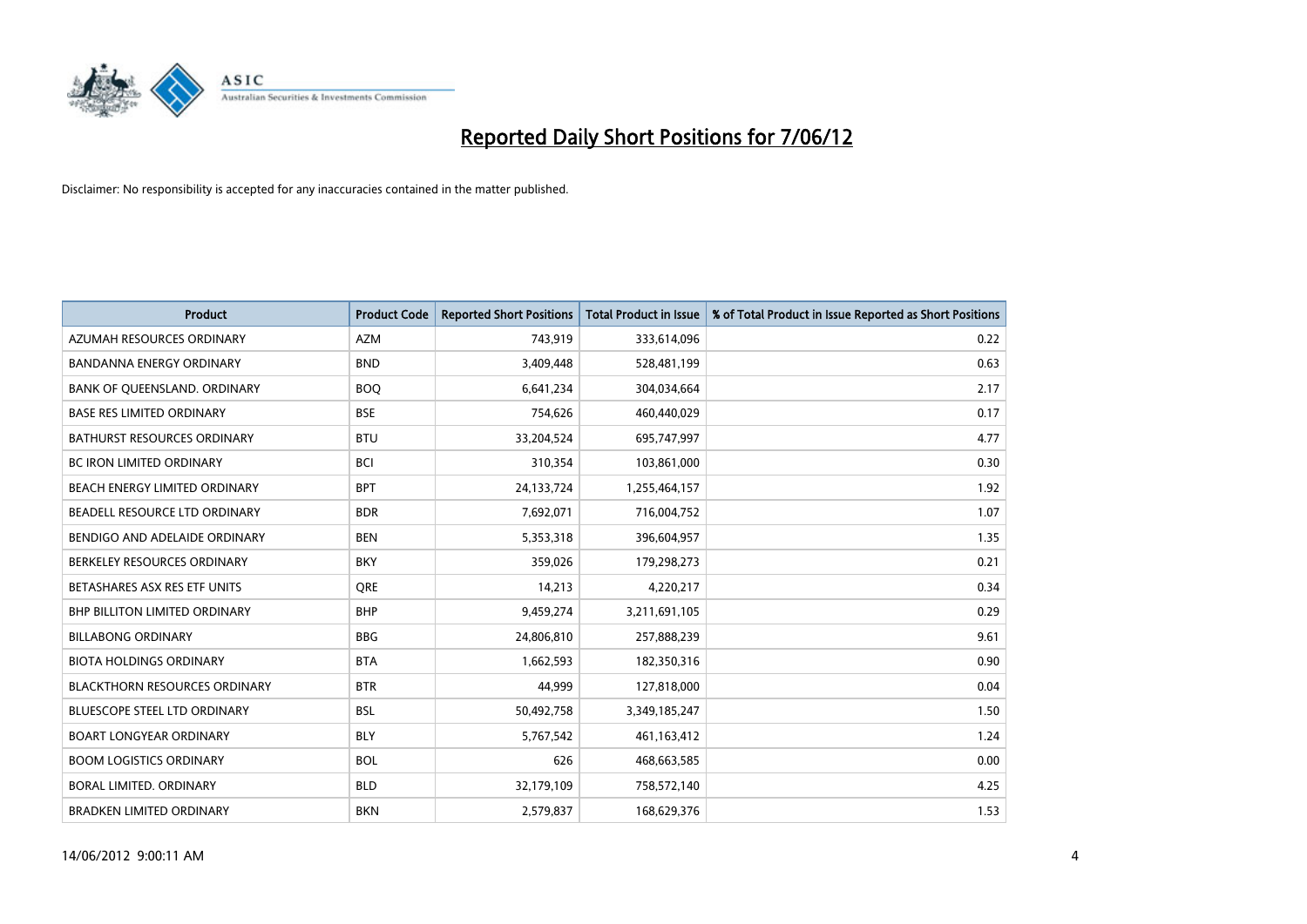# Reported Daily Short Positions for 7/06/12

Disclaimer: No responsibility is accepted for any inaccuracies contained in the matter published.

| Product | Product Code | Reported Short Positions | Total Product in Issue | % of Total Product in Issue Reported as Short Positions |
|---|---|---|---|---|
| AZUMAH RESOURCES ORDINARY | AZM | 743,919 | 333,614,096 | 0.22 |
| BANDANNA ENERGY ORDINARY | BND | 3,409,448 | 528,481,199 | 0.63 |
| BANK OF QUEENSLAND. ORDINARY | BOQ | 6,641,234 | 304,034,664 | 2.17 |
| BASE RES LIMITED ORDINARY | BSE | 754,626 | 460,440,029 | 0.17 |
| BATHURST RESOURCES ORDINARY | BTU | 33,204,524 | 695,747,997 | 4.77 |
| BC IRON LIMITED ORDINARY | BCI | 310,354 | 103,861,000 | 0.30 |
| BEACH ENERGY LIMITED ORDINARY | BPT | 24,133,724 | 1,255,464,157 | 1.92 |
| BEADELL RESOURCE LTD ORDINARY | BDR | 7,692,071 | 716,004,752 | 1.07 |
| BENDIGO AND ADELAIDE ORDINARY | BEN | 5,353,318 | 396,604,957 | 1.35 |
| BERKELEY RESOURCES ORDINARY | BKY | 359,026 | 179,298,273 | 0.21 |
| BETASHARES ASX RES ETF UNITS | QRE | 14,213 | 4,220,217 | 0.34 |
| BHP BILLITON LIMITED ORDINARY | BHP | 9,459,274 | 3,211,691,105 | 0.29 |
| BILLABONG ORDINARY | BBG | 24,806,810 | 257,888,239 | 9.61 |
| BIOTA HOLDINGS ORDINARY | BTA | 1,662,593 | 182,350,316 | 0.90 |
| BLACKTHORN RESOURCES ORDINARY | BTR | 44,999 | 127,818,000 | 0.04 |
| BLUESCOPE STEEL LTD ORDINARY | BSL | 50,492,758 | 3,349,185,247 | 1.50 |
| BOART LONGYEAR ORDINARY | BLY | 5,767,542 | 461,163,412 | 1.24 |
| BOOM LOGISTICS ORDINARY | BOL | 626 | 468,663,585 | 0.00 |
| BORAL LIMITED. ORDINARY | BLD | 32,179,109 | 758,572,140 | 4.25 |
| BRADKEN LIMITED ORDINARY | BKN | 2,579,837 | 168,629,376 | 1.53 |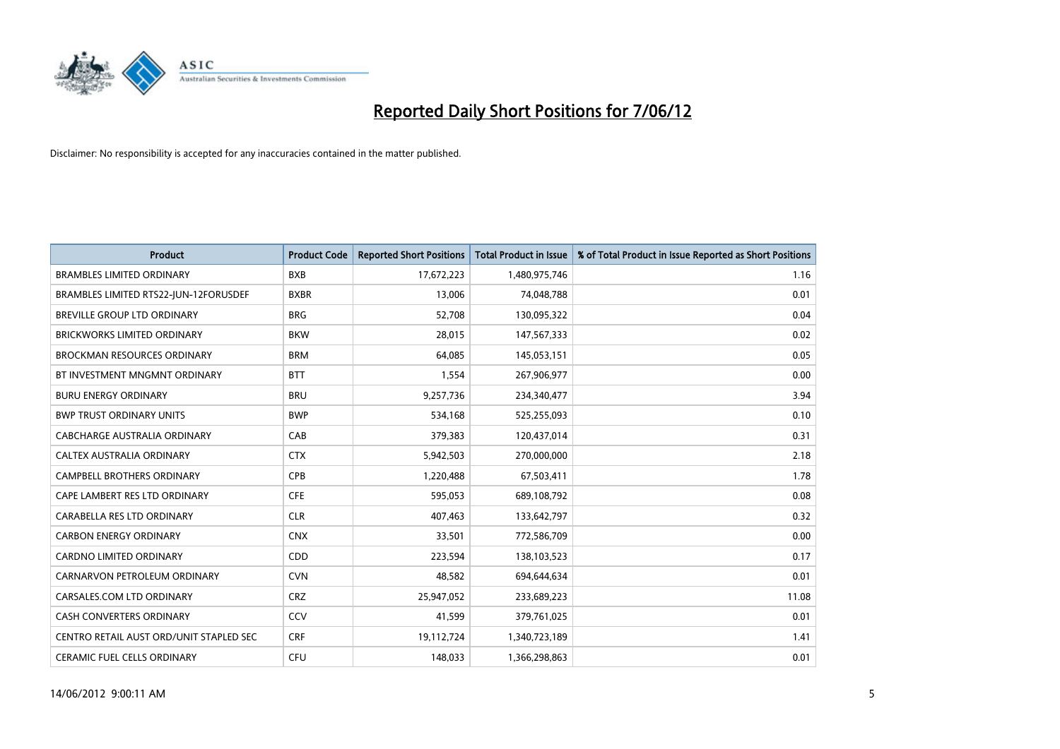# Reported Daily Short Positions for 7/06/12

Disclaimer: No responsibility is accepted for any inaccuracies contained in the matter published.

| Product | Product Code | Reported Short Positions | Total Product in Issue | % of Total Product in Issue Reported as Short Positions |
| --- | --- | --- | --- | --- |
| BRAMBLES LIMITED ORDINARY | BXB | 17,672,223 | 1,480,975,746 | 1.16 |
| BRAMBLES LIMITED RTS22-JUN-12FORUSDEF | BXBR | 13,006 | 74,048,788 | 0.01 |
| BREVILLE GROUP LTD ORDINARY | BRG | 52,708 | 130,095,322 | 0.04 |
| BRICKWORKS LIMITED ORDINARY | BKW | 28,015 | 147,567,333 | 0.02 |
| BROCKMAN RESOURCES ORDINARY | BRM | 64,085 | 145,053,151 | 0.05 |
| BT INVESTMENT MNGMNT ORDINARY | BTT | 1,554 | 267,906,977 | 0.00 |
| BURU ENERGY ORDINARY | BRU | 9,257,736 | 234,340,477 | 3.94 |
| BWP TRUST ORDINARY UNITS | BWP | 534,168 | 525,255,093 | 0.10 |
| CABCHARGE AUSTRALIA ORDINARY | CAB | 379,383 | 120,437,014 | 0.31 |
| CALTEX AUSTRALIA ORDINARY | CTX | 5,942,503 | 270,000,000 | 2.18 |
| CAMPBELL BROTHERS ORDINARY | CPB | 1,220,488 | 67,503,411 | 1.78 |
| CAPE LAMBERT RES LTD ORDINARY | CFE | 595,053 | 689,108,792 | 0.08 |
| CARABELLA RES LTD ORDINARY | CLR | 407,463 | 133,642,797 | 0.32 |
| CARBON ENERGY ORDINARY | CNX | 33,501 | 772,586,709 | 0.00 |
| CARDNO LIMITED ORDINARY | CDD | 223,594 | 138,103,523 | 0.17 |
| CARNARVON PETROLEUM ORDINARY | CVN | 48,582 | 694,644,634 | 0.01 |
| CARSALES.COM LTD ORDINARY | CRZ | 25,947,052 | 233,689,223 | 11.08 |
| CASH CONVERTERS ORDINARY | CCV | 41,599 | 379,761,025 | 0.01 |
| CENTRO RETAIL AUST ORD/UNIT STAPLED SEC | CRF | 19,112,724 | 1,340,723,189 | 1.41 |
| CERAMIC FUEL CELLS ORDINARY | CFU | 148,033 | 1,366,298,863 | 0.01 |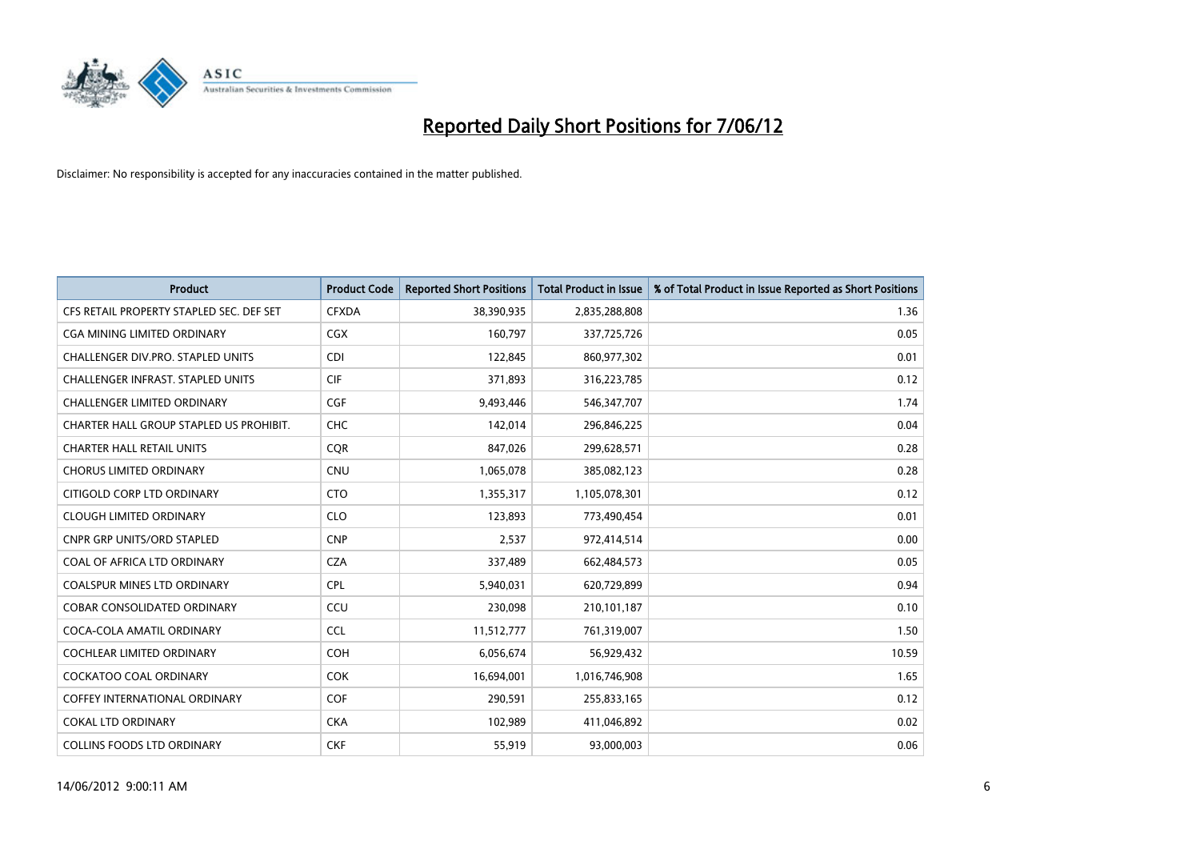# Reported Daily Short Positions for 7/06/12

Disclaimer: No responsibility is accepted for any inaccuracies contained in the matter published.

| Product | Product Code | Reported Short Positions | Total Product in Issue | % of Total Product in Issue Reported as Short Positions |
|---|---|---|---|---|
| CFS RETAIL PROPERTY STAPLED SEC. DEF SET | CFXDA | 38,390,935 | 2,835,288,808 | 1.36 |
| CGA MINING LIMITED ORDINARY | CGX | 160,797 | 337,725,726 | 0.05 |
| CHALLENGER DIV.PRO. STAPLED UNITS | CDI | 122,845 | 860,977,302 | 0.01 |
| CHALLENGER INFRAST. STAPLED UNITS | CIF | 371,893 | 316,223,785 | 0.12 |
| CHALLENGER LIMITED ORDINARY | CGF | 9,493,446 | 546,347,707 | 1.74 |
| CHARTER HALL GROUP STAPLED US PROHIBIT. | CHC | 142,014 | 296,846,225 | 0.04 |
| CHARTER HALL RETAIL UNITS | CQR | 847,026 | 299,628,571 | 0.28 |
| CHORUS LIMITED ORDINARY | CNU | 1,065,078 | 385,082,123 | 0.28 |
| CITIGOLD CORP LTD ORDINARY | CTO | 1,355,317 | 1,105,078,301 | 0.12 |
| CLOUGH LIMITED ORDINARY | CLO | 123,893 | 773,490,454 | 0.01 |
| CNPR GRP UNITS/ORD STAPLED | CNP | 2,537 | 972,414,514 | 0.00 |
| COAL OF AFRICA LTD ORDINARY | CZA | 337,489 | 662,484,573 | 0.05 |
| COALSPUR MINES LTD ORDINARY | CPL | 5,940,031 | 620,729,899 | 0.94 |
| COBAR CONSOLIDATED ORDINARY | CCU | 230,098 | 210,101,187 | 0.10 |
| COCA-COLA AMATIL ORDINARY | CCL | 11,512,777 | 761,319,007 | 1.50 |
| COCHLEAR LIMITED ORDINARY | COH | 6,056,674 | 56,929,432 | 10.59 |
| COCKATOO COAL ORDINARY | COK | 16,694,001 | 1,016,746,908 | 1.65 |
| COFFEY INTERNATIONAL ORDINARY | COF | 290,591 | 255,833,165 | 0.12 |
| COKAL LTD ORDINARY | CKA | 102,989 | 411,046,892 | 0.02 |
| COLLINS FOODS LTD ORDINARY | CKF | 55,919 | 93,000,003 | 0.06 |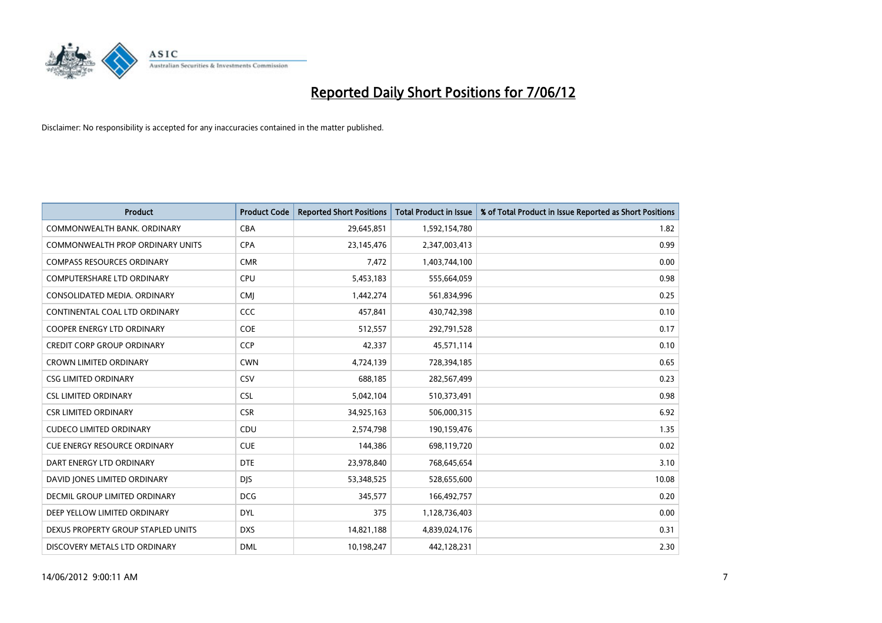# Reported Daily Short Positions for 7/06/12

Disclaimer: No responsibility is accepted for any inaccuracies contained in the matter published.

| Product | Product Code | Reported Short Positions | Total Product in Issue | % of Total Product in Issue Reported as Short Positions |
|---|---|---|---|---|
| COMMONWEALTH BANK. ORDINARY | CBA | 29,645,851 | 1,592,154,780 | 1.82 |
| COMMONWEALTH PROP ORDINARY UNITS | CPA | 23,145,476 | 2,347,003,413 | 0.99 |
| COMPASS RESOURCES ORDINARY | CMR | 7,472 | 1,403,744,100 | 0.00 |
| COMPUTERSHARE LTD ORDINARY | CPU | 5,453,183 | 555,664,059 | 0.98 |
| CONSOLIDATED MEDIA. ORDINARY | CMJ | 1,442,274 | 561,834,996 | 0.25 |
| CONTINENTAL COAL LTD ORDINARY | CCC | 457,841 | 430,742,398 | 0.10 |
| COOPER ENERGY LTD ORDINARY | COE | 512,557 | 292,791,528 | 0.17 |
| CREDIT CORP GROUP ORDINARY | CCP | 42,337 | 45,571,114 | 0.10 |
| CROWN LIMITED ORDINARY | CWN | 4,724,139 | 728,394,185 | 0.65 |
| CSG LIMITED ORDINARY | CSV | 688,185 | 282,567,499 | 0.23 |
| CSL LIMITED ORDINARY | CSL | 5,042,104 | 510,373,491 | 0.98 |
| CSR LIMITED ORDINARY | CSR | 34,925,163 | 506,000,315 | 6.92 |
| CUDECO LIMITED ORDINARY | CDU | 2,574,798 | 190,159,476 | 1.35 |
| CUE ENERGY RESOURCE ORDINARY | CUE | 144,386 | 698,119,720 | 0.02 |
| DART ENERGY LTD ORDINARY | DTE | 23,978,840 | 768,645,654 | 3.10 |
| DAVID JONES LIMITED ORDINARY | DJS | 53,348,525 | 528,655,600 | 10.08 |
| DECMIL GROUP LIMITED ORDINARY | DCG | 345,577 | 166,492,757 | 0.20 |
| DEEP YELLOW LIMITED ORDINARY | DYL | 375 | 1,128,736,403 | 0.00 |
| DEXUS PROPERTY GROUP STAPLED UNITS | DXS | 14,821,188 | 4,839,024,176 | 0.31 |
| DISCOVERY METALS LTD ORDINARY | DML | 10,198,247 | 442,128,231 | 2.30 |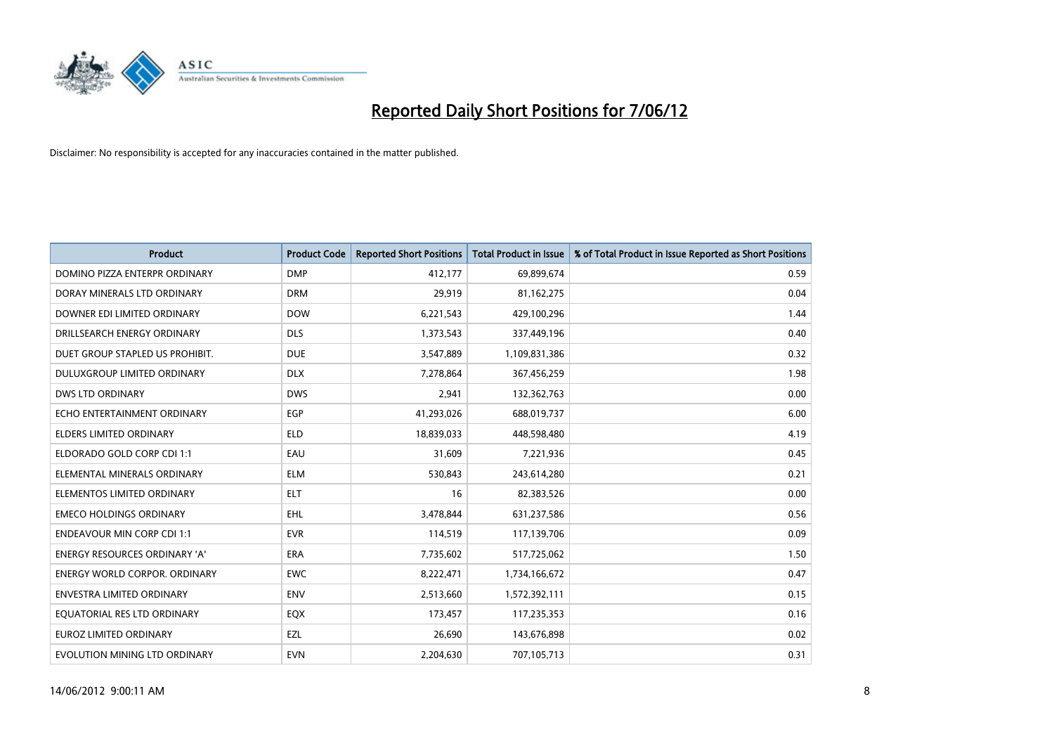# Reported Daily Short Positions for 7/06/12

Disclaimer: No responsibility is accepted for any inaccuracies contained in the matter published.

| Product | Product Code | Reported Short Positions | Total Product in Issue | % of Total Product in Issue Reported as Short Positions |
|---|---|---|---|---|
| DOMINO PIZZA ENTERPR ORDINARY | DMP | 412,177 | 69,899,674 | 0.59 |
| DORAY MINERALS LTD ORDINARY | DRM | 29,919 | 81,162,275 | 0.04 |
| DOWNER EDI LIMITED ORDINARY | DOW | 6,221,543 | 429,100,296 | 1.44 |
| DRILLSEARCH ENERGY ORDINARY | DLS | 1,373,543 | 337,449,196 | 0.40 |
| DUET GROUP STAPLED US PROHIBIT. | DUE | 3,547,889 | 1,109,831,386 | 0.32 |
| DULUXGROUP LIMITED ORDINARY | DLX | 7,278,864 | 367,456,259 | 1.98 |
| DWS LTD ORDINARY | DWS | 2,941 | 132,362,763 | 0.00 |
| ECHO ENTERTAINMENT ORDINARY | EGP | 41,293,026 | 688,019,737 | 6.00 |
| ELDERS LIMITED ORDINARY | ELD | 18,839,033 | 448,598,480 | 4.19 |
| ELDORADO GOLD CORP CDI 1:1 | EAU | 31,609 | 7,221,936 | 0.45 |
| ELEMENTAL MINERALS ORDINARY | ELM | 530,843 | 243,614,280 | 0.21 |
| ELEMENTOS LIMITED ORDINARY | ELT | 16 | 82,383,526 | 0.00 |
| EMECO HOLDINGS ORDINARY | EHL | 3,478,844 | 631,237,586 | 0.56 |
| ENDEAVOUR MIN CORP CDI 1:1 | EVR | 114,519 | 117,139,706 | 0.09 |
| ENERGY RESOURCES ORDINARY 'A' | ERA | 7,735,602 | 517,725,062 | 1.50 |
| ENERGY WORLD CORPOR. ORDINARY | EWC | 8,222,471 | 1,734,166,672 | 0.47 |
| ENVESTRA LIMITED ORDINARY | ENV | 2,513,660 | 1,572,392,111 | 0.15 |
| EQUATORIAL RES LTD ORDINARY | EQX | 173,457 | 117,235,353 | 0.16 |
| EUROZ LIMITED ORDINARY | EZL | 26,690 | 143,676,898 | 0.02 |
| EVOLUTION MINING LTD ORDINARY | EVN | 2,204,630 | 707,105,713 | 0.31 |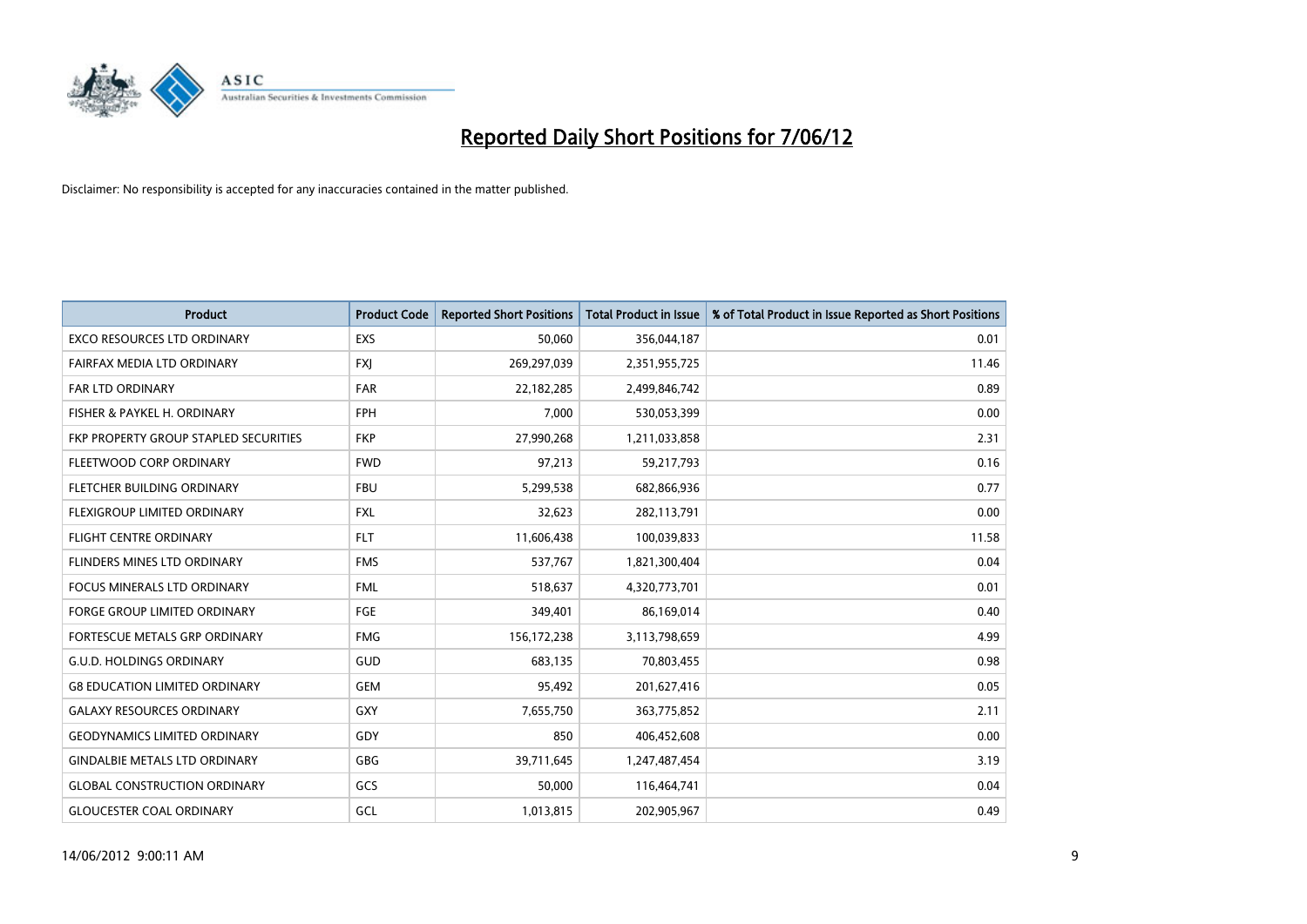# Reported Daily Short Positions for 7/06/12

Disclaimer: No responsibility is accepted for any inaccuracies contained in the matter published.

| Product | Product Code | Reported Short Positions | Total Product in Issue | % of Total Product in Issue Reported as Short Positions |
|---|---|---|---|---|
| EXCO RESOURCES LTD ORDINARY | EXS | 50,060 | 356,044,187 | 0.01 |
| FAIRFAX MEDIA LTD ORDINARY | FXJ | 269,297,039 | 2,351,955,725 | 11.46 |
| FAR LTD ORDINARY | FAR | 22,182,285 | 2,499,846,742 | 0.89 |
| FISHER & PAYKEL H. ORDINARY | FPH | 7,000 | 530,053,399 | 0.00 |
| FKP PROPERTY GROUP STAPLED SECURITIES | FKP | 27,990,268 | 1,211,033,858 | 2.31 |
| FLEETWOOD CORP ORDINARY | FWD | 97,213 | 59,217,793 | 0.16 |
| FLETCHER BUILDING ORDINARY | FBU | 5,299,538 | 682,866,936 | 0.77 |
| FLEXIGROUP LIMITED ORDINARY | FXL | 32,623 | 282,113,791 | 0.00 |
| FLIGHT CENTRE ORDINARY | FLT | 11,606,438 | 100,039,833 | 11.58 |
| FLINDERS MINES LTD ORDINARY | FMS | 537,767 | 1,821,300,404 | 0.04 |
| FOCUS MINERALS LTD ORDINARY | FML | 518,637 | 4,320,773,701 | 0.01 |
| FORGE GROUP LIMITED ORDINARY | FGE | 349,401 | 86,169,014 | 0.40 |
| FORTESCUE METALS GRP ORDINARY | FMG | 156,172,238 | 3,113,798,659 | 4.99 |
| G.U.D. HOLDINGS ORDINARY | GUD | 683,135 | 70,803,455 | 0.98 |
| G8 EDUCATION LIMITED ORDINARY | GEM | 95,492 | 201,627,416 | 0.05 |
| GALAXY RESOURCES ORDINARY | GXY | 7,655,750 | 363,775,852 | 2.11 |
| GEODYNAMICS LIMITED ORDINARY | GDY | 850 | 406,452,608 | 0.00 |
| GINDALBIE METALS LTD ORDINARY | GBG | 39,711,645 | 1,247,487,454 | 3.19 |
| GLOBAL CONSTRUCTION ORDINARY | GCS | 50,000 | 116,464,741 | 0.04 |
| GLOUCESTER COAL ORDINARY | GCL | 1,013,815 | 202,905,967 | 0.49 |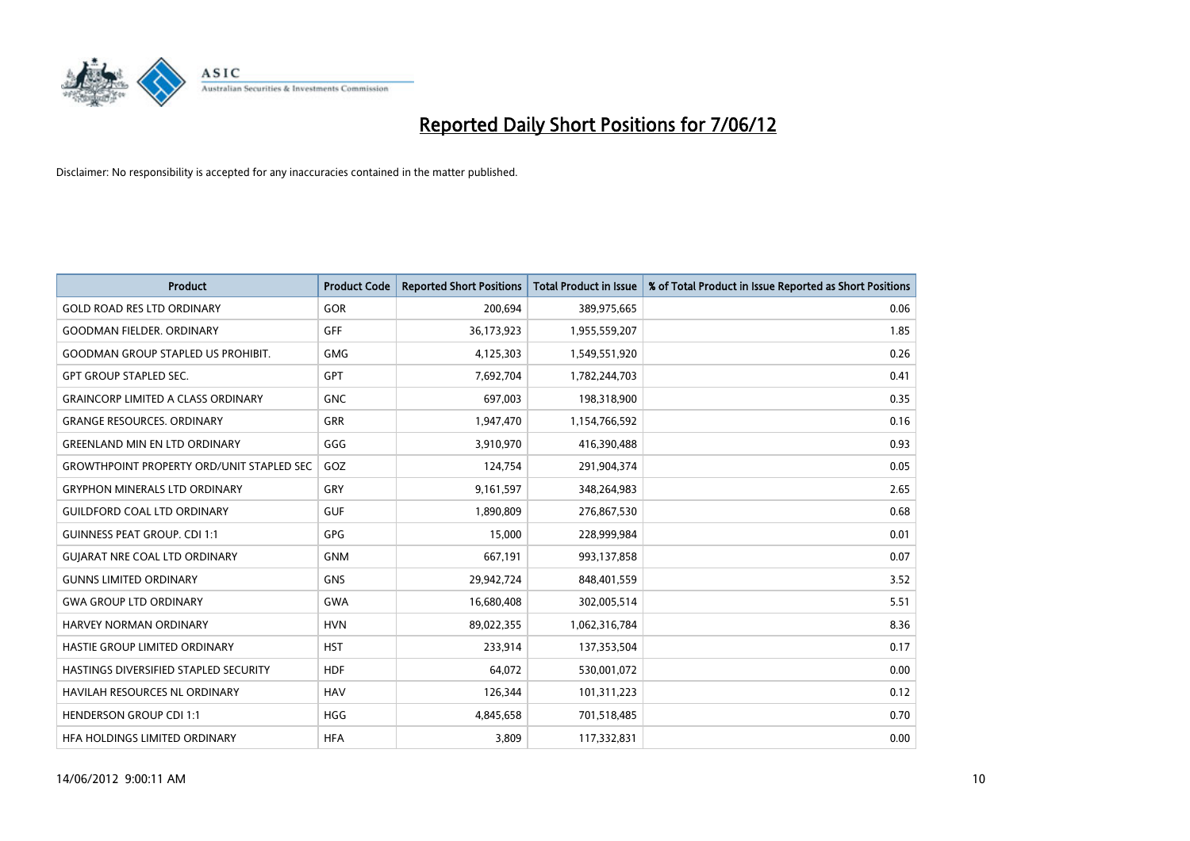# Reported Daily Short Positions for 7/06/12

Disclaimer: No responsibility is accepted for any inaccuracies contained in the matter published.

| Product | Product Code | Reported Short Positions | Total Product in Issue | % of Total Product in Issue Reported as Short Positions |
|---|---|---|---|---|
| GOLD ROAD RES LTD ORDINARY | GOR | 200,694 | 389,975,665 | 0.06 |
| GOODMAN FIELDER. ORDINARY | GFF | 36,173,923 | 1,955,559,207 | 1.85 |
| GOODMAN GROUP STAPLED US PROHIBIT. | GMG | 4,125,303 | 1,549,551,920 | 0.26 |
| GPT GROUP STAPLED SEC. | GPT | 7,692,704 | 1,782,244,703 | 0.41 |
| GRAINCORP LIMITED A CLASS ORDINARY | GNC | 697,003 | 198,318,900 | 0.35 |
| GRANGE RESOURCES. ORDINARY | GRR | 1,947,470 | 1,154,766,592 | 0.16 |
| GREENLAND MIN EN LTD ORDINARY | GGG | 3,910,970 | 416,390,488 | 0.93 |
| GROWTHPOINT PROPERTY ORD/UNIT STAPLED SEC | GOZ | 124,754 | 291,904,374 | 0.05 |
| GRYPHON MINERALS LTD ORDINARY | GRY | 9,161,597 | 348,264,983 | 2.65 |
| GUILDFORD COAL LTD ORDINARY | GUF | 1,890,809 | 276,867,530 | 0.68 |
| GUINNESS PEAT GROUP. CDI 1:1 | GPG | 15,000 | 228,999,984 | 0.01 |
| GUJARAT NRE COAL LTD ORDINARY | GNM | 667,191 | 993,137,858 | 0.07 |
| GUNNS LIMITED ORDINARY | GNS | 29,942,724 | 848,401,559 | 3.52 |
| GWA GROUP LTD ORDINARY | GWA | 16,680,408 | 302,005,514 | 5.51 |
| HARVEY NORMAN ORDINARY | HVN | 89,022,355 | 1,062,316,784 | 8.36 |
| HASTIE GROUP LIMITED ORDINARY | HST | 233,914 | 137,353,504 | 0.17 |
| HASTINGS DIVERSIFIED STAPLED SECURITY | HDF | 64,072 | 530,001,072 | 0.00 |
| HAVILAH RESOURCES NL ORDINARY | HAV | 126,344 | 101,311,223 | 0.12 |
| HENDERSON GROUP CDI 1:1 | HGG | 4,845,658 | 701,518,485 | 0.70 |
| HFA HOLDINGS LIMITED ORDINARY | HFA | 3,809 | 117,332,831 | 0.00 |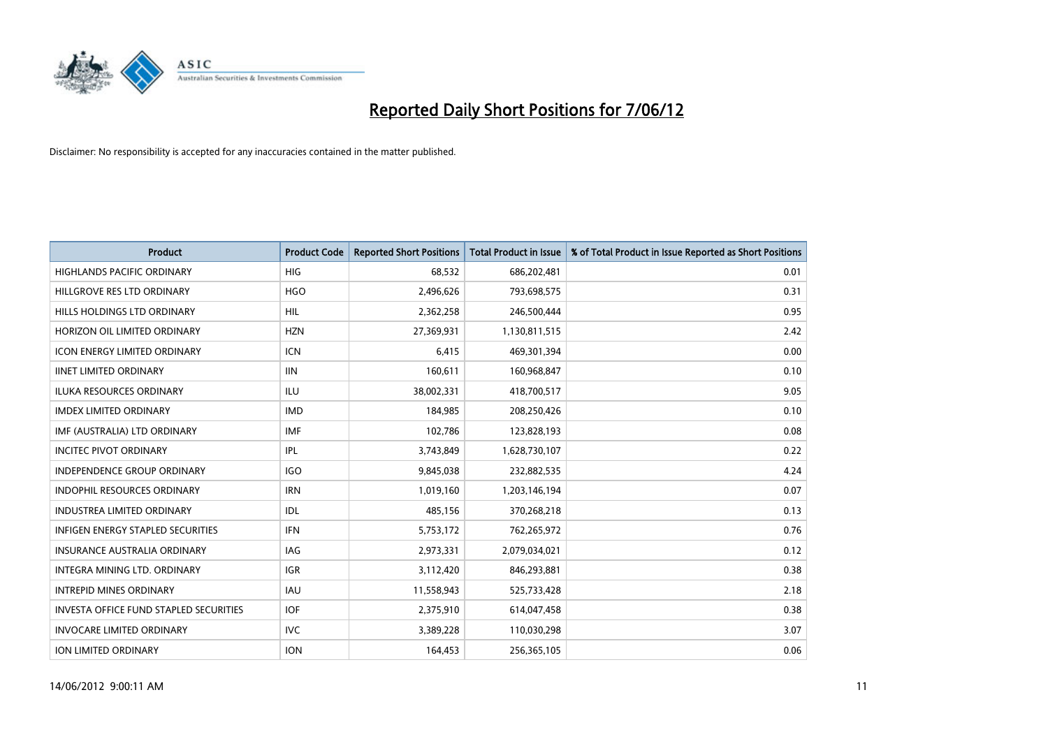# Reported Daily Short Positions for 7/06/12

Disclaimer: No responsibility is accepted for any inaccuracies contained in the matter published.

| Product | Product Code | Reported Short Positions | Total Product in Issue | % of Total Product in Issue Reported as Short Positions |
|---|---|---|---|---|
| HIGHLANDS PACIFIC ORDINARY | HIG | 68,532 | 686,202,481 | 0.01 |
| HILLGROVE RES LTD ORDINARY | HGO | 2,496,626 | 793,698,575 | 0.31 |
| HILLS HOLDINGS LTD ORDINARY | HIL | 2,362,258 | 246,500,444 | 0.95 |
| HORIZON OIL LIMITED ORDINARY | HZN | 27,369,931 | 1,130,811,515 | 2.42 |
| ICON ENERGY LIMITED ORDINARY | ICN | 6,415 | 469,301,394 | 0.00 |
| IINET LIMITED ORDINARY | IIN | 160,611 | 160,968,847 | 0.10 |
| ILUKA RESOURCES ORDINARY | ILU | 38,002,331 | 418,700,517 | 9.05 |
| IMDEX LIMITED ORDINARY | IMD | 184,985 | 208,250,426 | 0.10 |
| IMF (AUSTRALIA) LTD ORDINARY | IMF | 102,786 | 123,828,193 | 0.08 |
| INCITEC PIVOT ORDINARY | IPL | 3,743,849 | 1,628,730,107 | 0.22 |
| INDEPENDENCE GROUP ORDINARY | IGO | 9,845,038 | 232,882,535 | 4.24 |
| INDOPHIL RESOURCES ORDINARY | IRN | 1,019,160 | 1,203,146,194 | 0.07 |
| INDUSTREA LIMITED ORDINARY | IDL | 485,156 | 370,268,218 | 0.13 |
| INFIGEN ENERGY STAPLED SECURITIES | IFN | 5,753,172 | 762,265,972 | 0.76 |
| INSURANCE AUSTRALIA ORDINARY | IAG | 2,973,331 | 2,079,034,021 | 0.12 |
| INTEGRA MINING LTD. ORDINARY | IGR | 3,112,420 | 846,293,881 | 0.38 |
| INTREPID MINES ORDINARY | IAU | 11,558,943 | 525,733,428 | 2.18 |
| INVESTA OFFICE FUND STAPLED SECURITIES | IOF | 2,375,910 | 614,047,458 | 0.38 |
| INVOCARE LIMITED ORDINARY | IVC | 3,389,228 | 110,030,298 | 3.07 |
| ION LIMITED ORDINARY | ION | 164,453 | 256,365,105 | 0.06 |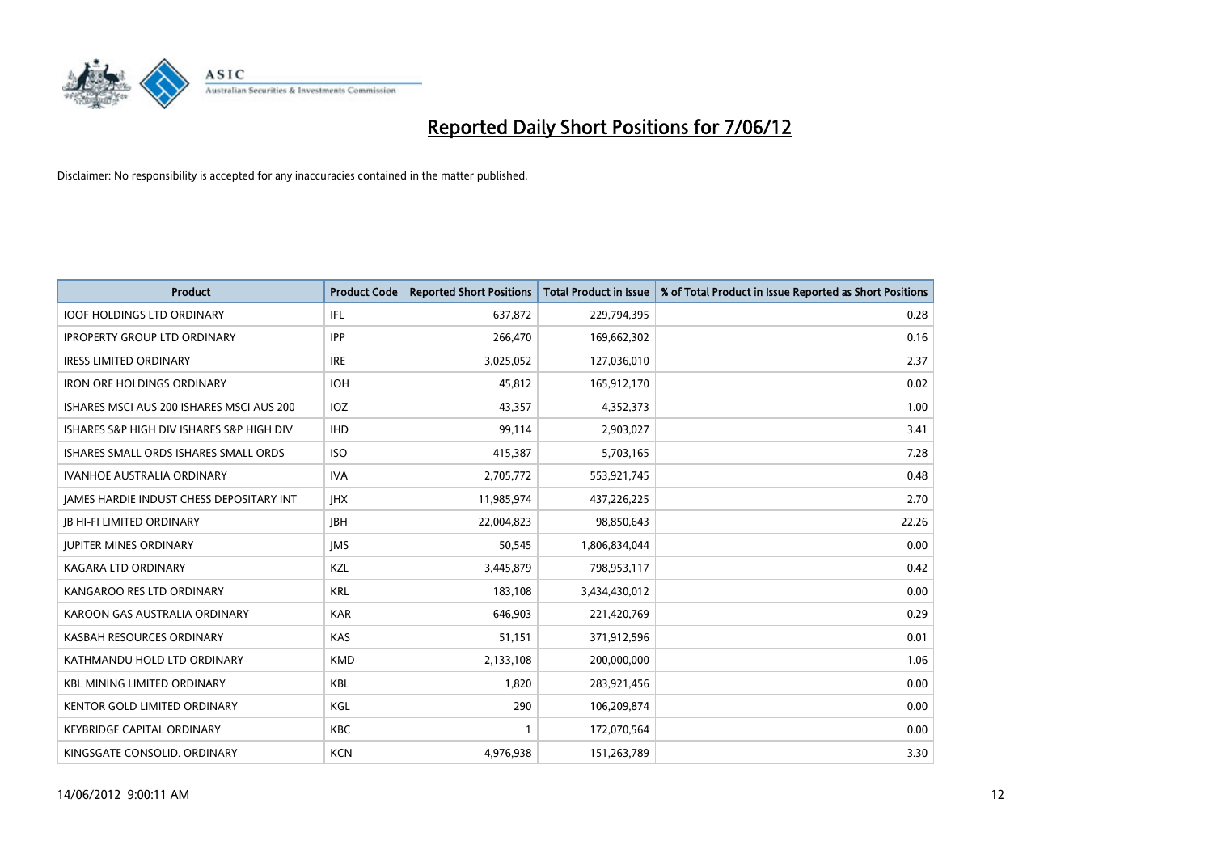# Reported Daily Short Positions for 7/06/12

Disclaimer: No responsibility is accepted for any inaccuracies contained in the matter published.

| Product | Product Code | Reported Short Positions | Total Product in Issue | % of Total Product in Issue Reported as Short Positions |
|---|---|---|---|---|
| IOOF HOLDINGS LTD ORDINARY | IFL | 637,872 | 229,794,395 | 0.28 |
| IPROPERTY GROUP LTD ORDINARY | IPP | 266,470 | 169,662,302 | 0.16 |
| IRESS LIMITED ORDINARY | IRE | 3,025,052 | 127,036,010 | 2.37 |
| IRON ORE HOLDINGS ORDINARY | IOH | 45,812 | 165,912,170 | 0.02 |
| ISHARES MSCI AUS 200 ISHARES MSCI AUS 200 | IOZ | 43,357 | 4,352,373 | 1.00 |
| ISHARES S&P HIGH DIV ISHARES S&P HIGH DIV | IHD | 99,114 | 2,903,027 | 3.41 |
| ISHARES SMALL ORDS ISHARES SMALL ORDS | ISO | 415,387 | 5,703,165 | 7.28 |
| IVANHOE AUSTRALIA ORDINARY | IVA | 2,705,772 | 553,921,745 | 0.48 |
| JAMES HARDIE INDUST CHESS DEPOSITARY INT | JHX | 11,985,974 | 437,226,225 | 2.70 |
| JB HI-FI LIMITED ORDINARY | JBH | 22,004,823 | 98,850,643 | 22.26 |
| JUPITER MINES ORDINARY | JMS | 50,545 | 1,806,834,044 | 0.00 |
| KAGARA LTD ORDINARY | KZL | 3,445,879 | 798,953,117 | 0.42 |
| KANGAROO RES LTD ORDINARY | KRL | 183,108 | 3,434,430,012 | 0.00 |
| KAROON GAS AUSTRALIA ORDINARY | KAR | 646,903 | 221,420,769 | 0.29 |
| KASBAH RESOURCES ORDINARY | KAS | 51,151 | 371,912,596 | 0.01 |
| KATHMANDU HOLD LTD ORDINARY | KMD | 2,133,108 | 200,000,000 | 1.06 |
| KBL MINING LIMITED ORDINARY | KBL | 1,820 | 283,921,456 | 0.00 |
| KENTOR GOLD LIMITED ORDINARY | KGL | 290 | 106,209,874 | 0.00 |
| KEYBRIDGE CAPITAL ORDINARY | KBC | 1 | 172,070,564 | 0.00 |
| KINGSGATE CONSOLID. ORDINARY | KCN | 4,976,938 | 151,263,789 | 3.30 |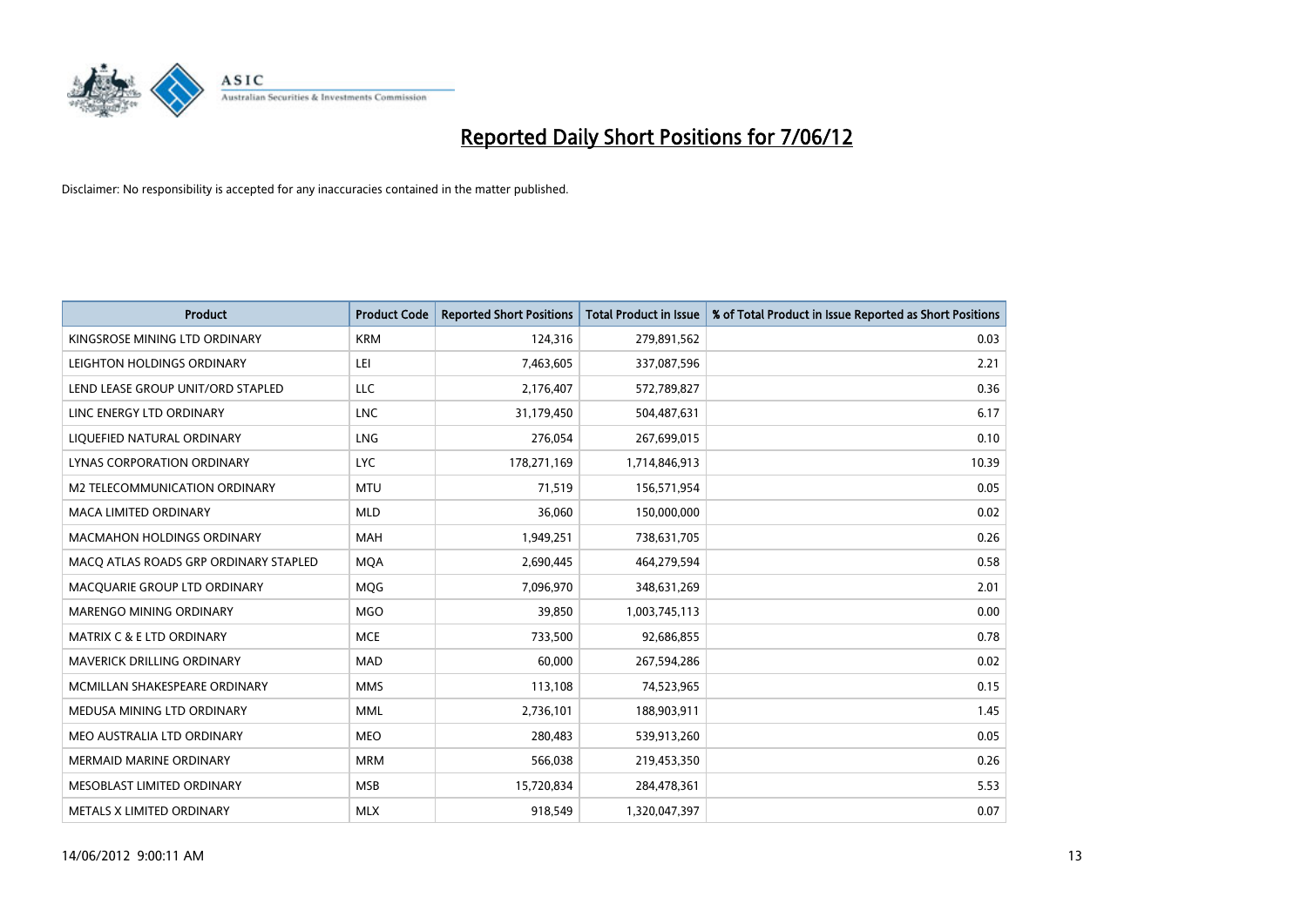# Reported Daily Short Positions for 7/06/12

Disclaimer: No responsibility is accepted for any inaccuracies contained in the matter published.

| Product | Product Code | Reported Short Positions | Total Product in Issue | % of Total Product in Issue Reported as Short Positions |
|---|---|---|---|---|
| KINGSROSE MINING LTD ORDINARY | KRM | 124,316 | 279,891,562 | 0.03 |
| LEIGHTON HOLDINGS ORDINARY | LEI | 7,463,605 | 337,087,596 | 2.21 |
| LEND LEASE GROUP UNIT/ORD STAPLED | LLC | 2,176,407 | 572,789,827 | 0.36 |
| LINC ENERGY LTD ORDINARY | LNC | 31,179,450 | 504,487,631 | 6.17 |
| LIQUEFIED NATURAL ORDINARY | LNG | 276,054 | 267,699,015 | 0.10 |
| LYNAS CORPORATION ORDINARY | LYC | 178,271,169 | 1,714,846,913 | 10.39 |
| M2 TELECOMMUNICATION ORDINARY | MTU | 71,519 | 156,571,954 | 0.05 |
| MACA LIMITED ORDINARY | MLD | 36,060 | 150,000,000 | 0.02 |
| MACMAHON HOLDINGS ORDINARY | MAH | 1,949,251 | 738,631,705 | 0.26 |
| MACQ ATLAS ROADS GRP ORDINARY STAPLED | MQA | 2,690,445 | 464,279,594 | 0.58 |
| MACQUARIE GROUP LTD ORDINARY | MQG | 7,096,970 | 348,631,269 | 2.01 |
| MARENGO MINING ORDINARY | MGO | 39,850 | 1,003,745,113 | 0.00 |
| MATRIX C & E LTD ORDINARY | MCE | 733,500 | 92,686,855 | 0.78 |
| MAVERICK DRILLING ORDINARY | MAD | 60,000 | 267,594,286 | 0.02 |
| MCMILLAN SHAKESPEARE ORDINARY | MMS | 113,108 | 74,523,965 | 0.15 |
| MEDUSA MINING LTD ORDINARY | MML | 2,736,101 | 188,903,911 | 1.45 |
| MEO AUSTRALIA LTD ORDINARY | MEO | 280,483 | 539,913,260 | 0.05 |
| MERMAID MARINE ORDINARY | MRM | 566,038 | 219,453,350 | 0.26 |
| MESOBLAST LIMITED ORDINARY | MSB | 15,720,834 | 284,478,361 | 5.53 |
| METALS X LIMITED ORDINARY | MLX | 918,549 | 1,320,047,397 | 0.07 |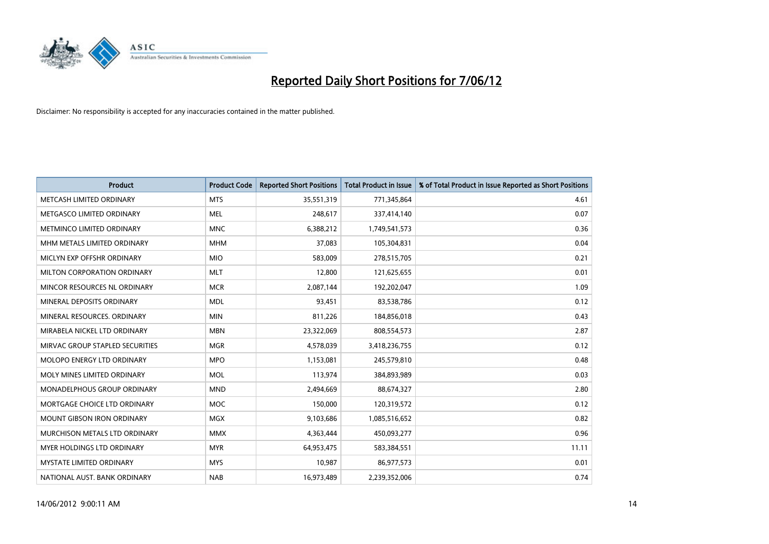# Reported Daily Short Positions for 7/06/12

Disclaimer: No responsibility is accepted for any inaccuracies contained in the matter published.

| Product | Product Code | Reported Short Positions | Total Product in Issue | % of Total Product in Issue Reported as Short Positions |
| --- | --- | --- | --- | --- |
| METCASH LIMITED ORDINARY | MTS | 35,551,319 | 771,345,864 | 4.61 |
| METGASCO LIMITED ORDINARY | MEL | 248,617 | 337,414,140 | 0.07 |
| METMINCO LIMITED ORDINARY | MNC | 6,388,212 | 1,749,541,573 | 0.36 |
| MHM METALS LIMITED ORDINARY | MHM | 37,083 | 105,304,831 | 0.04 |
| MICLYN EXP OFFSHR ORDINARY | MIO | 583,009 | 278,515,705 | 0.21 |
| MILTON CORPORATION ORDINARY | MLT | 12,800 | 121,625,655 | 0.01 |
| MINCOR RESOURCES NL ORDINARY | MCR | 2,087,144 | 192,202,047 | 1.09 |
| MINERAL DEPOSITS ORDINARY | MDL | 93,451 | 83,538,786 | 0.12 |
| MINERAL RESOURCES. ORDINARY | MIN | 811,226 | 184,856,018 | 0.43 |
| MIRABELA NICKEL LTD ORDINARY | MBN | 23,322,069 | 808,554,573 | 2.87 |
| MIRVAC GROUP STAPLED SECURITIES | MGR | 4,578,039 | 3,418,236,755 | 0.12 |
| MOLOPO ENERGY LTD ORDINARY | MPO | 1,153,081 | 245,579,810 | 0.48 |
| MOLY MINES LIMITED ORDINARY | MOL | 113,974 | 384,893,989 | 0.03 |
| MONADELPHOUS GROUP ORDINARY | MND | 2,494,669 | 88,674,327 | 2.80 |
| MORTGAGE CHOICE LTD ORDINARY | MOC | 150,000 | 120,319,572 | 0.12 |
| MOUNT GIBSON IRON ORDINARY | MGX | 9,103,686 | 1,085,516,652 | 0.82 |
| MURCHISON METALS LTD ORDINARY | MMX | 4,363,444 | 450,093,277 | 0.96 |
| MYER HOLDINGS LTD ORDINARY | MYR | 64,953,475 | 583,384,551 | 11.11 |
| MYSTATE LIMITED ORDINARY | MYS | 10,987 | 86,977,573 | 0.01 |
| NATIONAL AUST. BANK ORDINARY | NAB | 16,973,489 | 2,239,352,006 | 0.74 |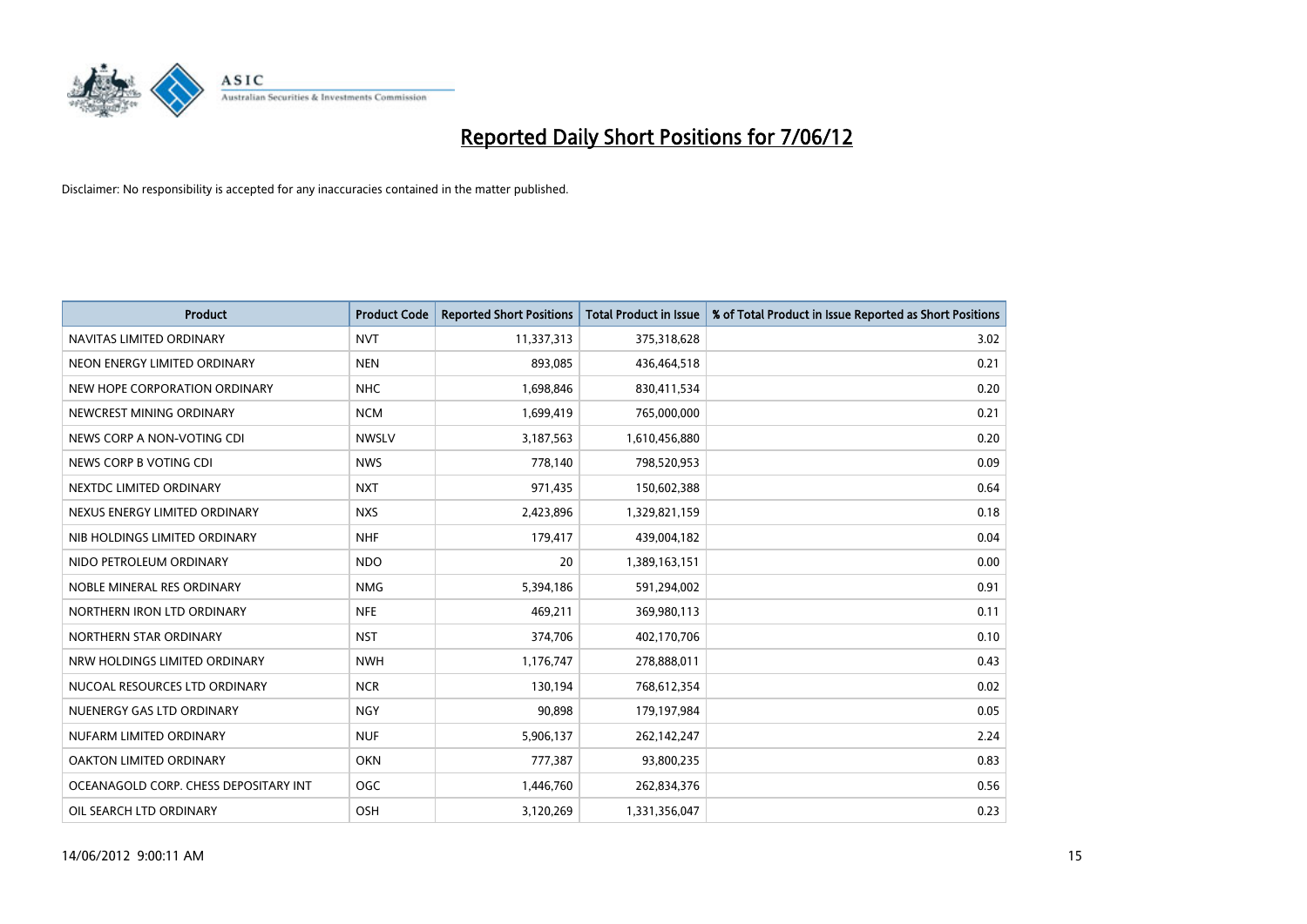# Reported Daily Short Positions for 7/06/12

Disclaimer: No responsibility is accepted for any inaccuracies contained in the matter published.

| Product | Product Code | Reported Short Positions | Total Product in Issue | % of Total Product in Issue Reported as Short Positions |
|---|---|---|---|---|
| NAVITAS LIMITED ORDINARY | NVT | 11,337,313 | 375,318,628 | 3.02 |
| NEON ENERGY LIMITED ORDINARY | NEN | 893,085 | 436,464,518 | 0.21 |
| NEW HOPE CORPORATION ORDINARY | NHC | 1,698,846 | 830,411,534 | 0.20 |
| NEWCREST MINING ORDINARY | NCM | 1,699,419 | 765,000,000 | 0.21 |
| NEWS CORP A NON-VOTING CDI | NWSLV | 3,187,563 | 1,610,456,880 | 0.20 |
| NEWS CORP B VOTING CDI | NWS | 778,140 | 798,520,953 | 0.09 |
| NEXTDC LIMITED ORDINARY | NXT | 971,435 | 150,602,388 | 0.64 |
| NEXUS ENERGY LIMITED ORDINARY | NXS | 2,423,896 | 1,329,821,159 | 0.18 |
| NIB HOLDINGS LIMITED ORDINARY | NHF | 179,417 | 439,004,182 | 0.04 |
| NIDO PETROLEUM ORDINARY | NDO | 20 | 1,389,163,151 | 0.00 |
| NOBLE MINERAL RES ORDINARY | NMG | 5,394,186 | 591,294,002 | 0.91 |
| NORTHERN IRON LTD ORDINARY | NFE | 469,211 | 369,980,113 | 0.11 |
| NORTHERN STAR ORDINARY | NST | 374,706 | 402,170,706 | 0.10 |
| NRW HOLDINGS LIMITED ORDINARY | NWH | 1,176,747 | 278,888,011 | 0.43 |
| NUCOAL RESOURCES LTD ORDINARY | NCR | 130,194 | 768,612,354 | 0.02 |
| NUENERGY GAS LTD ORDINARY | NGY | 90,898 | 179,197,984 | 0.05 |
| NUFARM LIMITED ORDINARY | NUF | 5,906,137 | 262,142,247 | 2.24 |
| OAKTON LIMITED ORDINARY | OKN | 777,387 | 93,800,235 | 0.83 |
| OCEANAGOLD CORP. CHESS DEPOSITARY INT | OGC | 1,446,760 | 262,834,376 | 0.56 |
| OIL SEARCH LTD ORDINARY | OSH | 3,120,269 | 1,331,356,047 | 0.23 |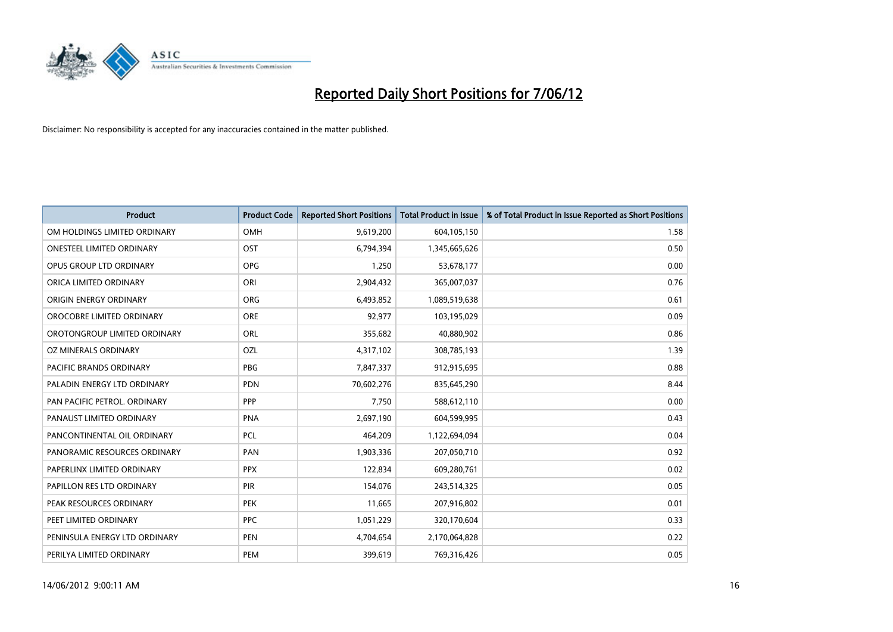# Reported Daily Short Positions for 7/06/12

Disclaimer: No responsibility is accepted for any inaccuracies contained in the matter published.

| Product | Product Code | Reported Short Positions | Total Product in Issue | % of Total Product in Issue Reported as Short Positions |
|---|---|---|---|---|
| OM HOLDINGS LIMITED ORDINARY | OMH | 9,619,200 | 604,105,150 | 1.58 |
| ONESTEEL LIMITED ORDINARY | OST | 6,794,394 | 1,345,665,626 | 0.50 |
| OPUS GROUP LTD ORDINARY | OPG | 1,250 | 53,678,177 | 0.00 |
| ORICA LIMITED ORDINARY | ORI | 2,904,432 | 365,007,037 | 0.76 |
| ORIGIN ENERGY ORDINARY | ORG | 6,493,852 | 1,089,519,638 | 0.61 |
| OROCOBRE LIMITED ORDINARY | ORE | 92,977 | 103,195,029 | 0.09 |
| OROTONGROUP LIMITED ORDINARY | ORL | 355,682 | 40,880,902 | 0.86 |
| OZ MINERALS ORDINARY | OZL | 4,317,102 | 308,785,193 | 1.39 |
| PACIFIC BRANDS ORDINARY | PBG | 7,847,337 | 912,915,695 | 0.88 |
| PALADIN ENERGY LTD ORDINARY | PDN | 70,602,276 | 835,645,290 | 8.44 |
| PAN PACIFIC PETROL. ORDINARY | PPP | 7,750 | 588,612,110 | 0.00 |
| PANAUST LIMITED ORDINARY | PNA | 2,697,190 | 604,599,995 | 0.43 |
| PANCONTINENTAL OIL ORDINARY | PCL | 464,209 | 1,122,694,094 | 0.04 |
| PANORAMIC RESOURCES ORDINARY | PAN | 1,903,336 | 207,050,710 | 0.92 |
| PAPERLINX LIMITED ORDINARY | PPX | 122,834 | 609,280,761 | 0.02 |
| PAPILLON RES LTD ORDINARY | PIR | 154,076 | 243,514,325 | 0.05 |
| PEAK RESOURCES ORDINARY | PEK | 11,665 | 207,916,802 | 0.01 |
| PEET LIMITED ORDINARY | PPC | 1,051,229 | 320,170,604 | 0.33 |
| PENINSULA ENERGY LTD ORDINARY | PEN | 4,704,654 | 2,170,064,828 | 0.22 |
| PERILYA LIMITED ORDINARY | PEM | 399,619 | 769,316,426 | 0.05 |

14/06/2012 9:00:11 AM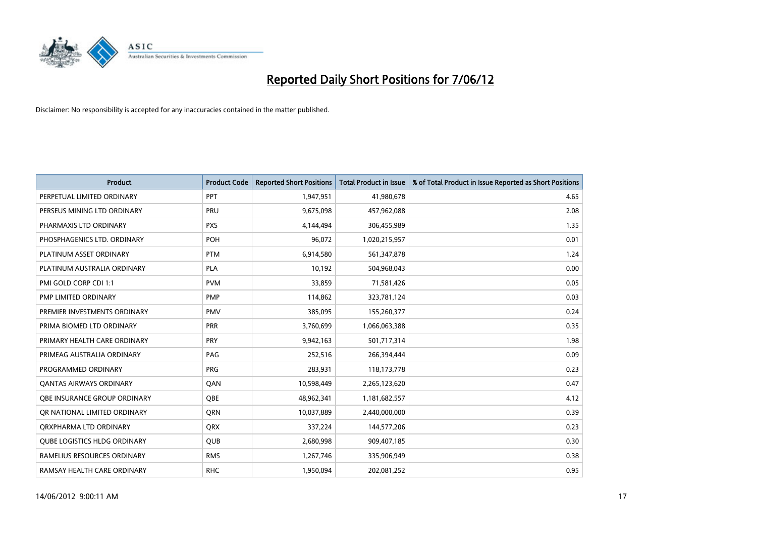# Reported Daily Short Positions for 7/06/12

Disclaimer: No responsibility is accepted for any inaccuracies contained in the matter published.

| Product | Product Code | Reported Short Positions | Total Product in Issue | % of Total Product in Issue Reported as Short Positions |
|---|---|---|---|---|
| PERPETUAL LIMITED ORDINARY | PPT | 1,947,951 | 41,980,678 | 4.65 |
| PERSEUS MINING LTD ORDINARY | PRU | 9,675,098 | 457,962,088 | 2.08 |
| PHARMAXIS LTD ORDINARY | PXS | 4,144,494 | 306,455,989 | 1.35 |
| PHOSPHAGENICS LTD. ORDINARY | POH | 96,072 | 1,020,215,957 | 0.01 |
| PLATINUM ASSET ORDINARY | PTM | 6,914,580 | 561,347,878 | 1.24 |
| PLATINUM AUSTRALIA ORDINARY | PLA | 10,192 | 504,968,043 | 0.00 |
| PMI GOLD CORP CDI 1:1 | PVM | 33,859 | 71,581,426 | 0.05 |
| PMP LIMITED ORDINARY | PMP | 114,862 | 323,781,124 | 0.03 |
| PREMIER INVESTMENTS ORDINARY | PMV | 385,095 | 155,260,377 | 0.24 |
| PRIMA BIOMED LTD ORDINARY | PRR | 3,760,699 | 1,066,063,388 | 0.35 |
| PRIMARY HEALTH CARE ORDINARY | PRY | 9,942,163 | 501,717,314 | 1.98 |
| PRIMEAG AUSTRALIA ORDINARY | PAG | 252,516 | 266,394,444 | 0.09 |
| PROGRAMMED ORDINARY | PRG | 283,931 | 118,173,778 | 0.23 |
| QANTAS AIRWAYS ORDINARY | QAN | 10,598,449 | 2,265,123,620 | 0.47 |
| QBE INSURANCE GROUP ORDINARY | QBE | 48,962,341 | 1,181,682,557 | 4.12 |
| QR NATIONAL LIMITED ORDINARY | QRN | 10,037,889 | 2,440,000,000 | 0.39 |
| QRXPHARMA LTD ORDINARY | QRX | 337,224 | 144,577,206 | 0.23 |
| QUBE LOGISTICS HLDG ORDINARY | QUB | 2,680,998 | 909,407,185 | 0.30 |
| RAMELIUS RESOURCES ORDINARY | RMS | 1,267,746 | 335,906,949 | 0.38 |
| RAMSAY HEALTH CARE ORDINARY | RHC | 1,950,094 | 202,081,252 | 0.95 |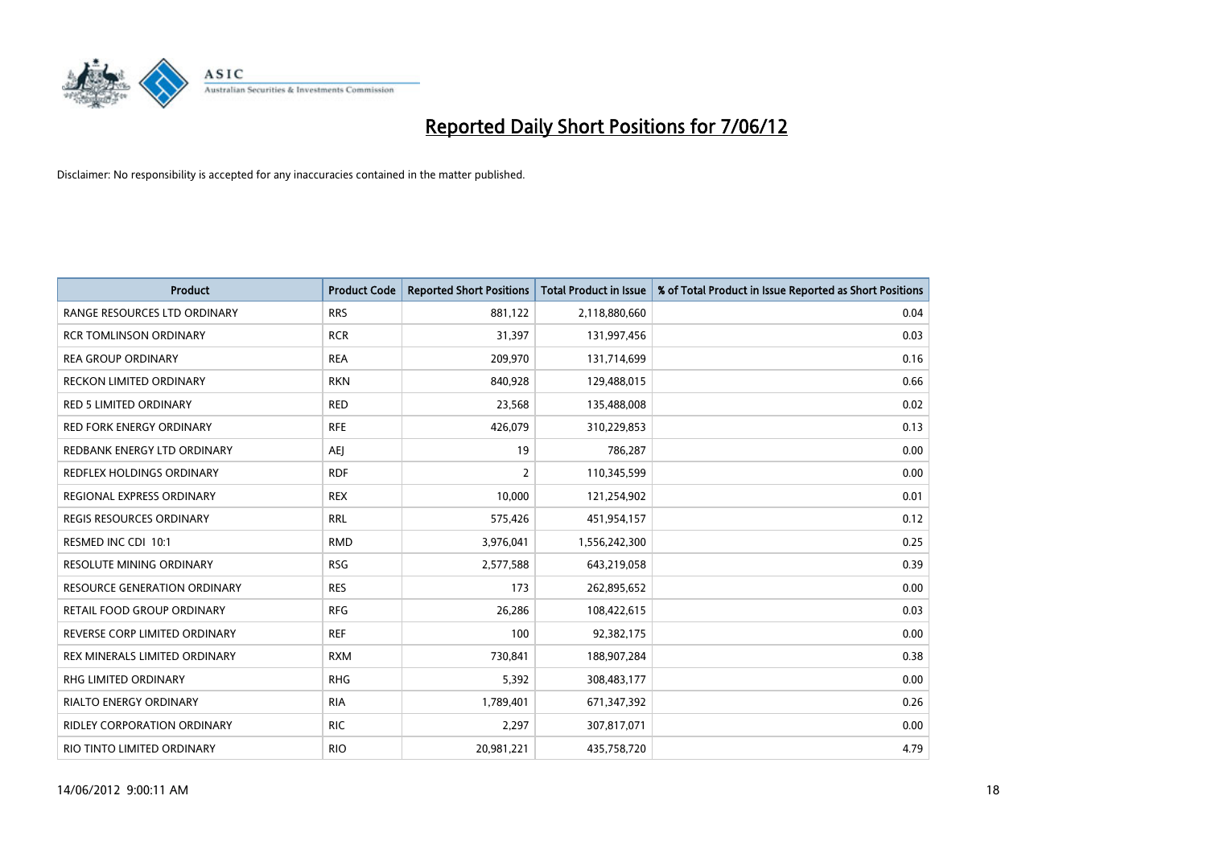# Reported Daily Short Positions for 7/06/12

Disclaimer: No responsibility is accepted for any inaccuracies contained in the matter published.

| Product | Product Code | Reported Short Positions | Total Product in Issue | % of Total Product in Issue Reported as Short Positions |
|---|---|---|---|---|
| RANGE RESOURCES LTD ORDINARY | RRS | 881,122 | 2,118,880,660 | 0.04 |
| RCR TOMLINSON ORDINARY | RCR | 31,397 | 131,997,456 | 0.03 |
| REA GROUP ORDINARY | REA | 209,970 | 131,714,699 | 0.16 |
| RECKON LIMITED ORDINARY | RKN | 840,928 | 129,488,015 | 0.66 |
| RED 5 LIMITED ORDINARY | RED | 23,568 | 135,488,008 | 0.02 |
| RED FORK ENERGY ORDINARY | RFE | 426,079 | 310,229,853 | 0.13 |
| REDBANK ENERGY LTD ORDINARY | AEJ | 19 | 786,287 | 0.00 |
| REDFLEX HOLDINGS ORDINARY | RDF | 2 | 110,345,599 | 0.00 |
| REGIONAL EXPRESS ORDINARY | REX | 10,000 | 121,254,902 | 0.01 |
| REGIS RESOURCES ORDINARY | RRL | 575,426 | 451,954,157 | 0.12 |
| RESMED INC CDI 10:1 | RMD | 3,976,041 | 1,556,242,300 | 0.25 |
| RESOLUTE MINING ORDINARY | RSG | 2,577,588 | 643,219,058 | 0.39 |
| RESOURCE GENERATION ORDINARY | RES | 173 | 262,895,652 | 0.00 |
| RETAIL FOOD GROUP ORDINARY | RFG | 26,286 | 108,422,615 | 0.03 |
| REVERSE CORP LIMITED ORDINARY | REF | 100 | 92,382,175 | 0.00 |
| REX MINERALS LIMITED ORDINARY | RXM | 730,841 | 188,907,284 | 0.38 |
| RHG LIMITED ORDINARY | RHG | 5,392 | 308,483,177 | 0.00 |
| RIALTO ENERGY ORDINARY | RIA | 1,789,401 | 671,347,392 | 0.26 |
| RIDLEY CORPORATION ORDINARY | RIC | 2,297 | 307,817,071 | 0.00 |
| RIO TINTO LIMITED ORDINARY | RIO | 20,981,221 | 435,758,720 | 4.79 |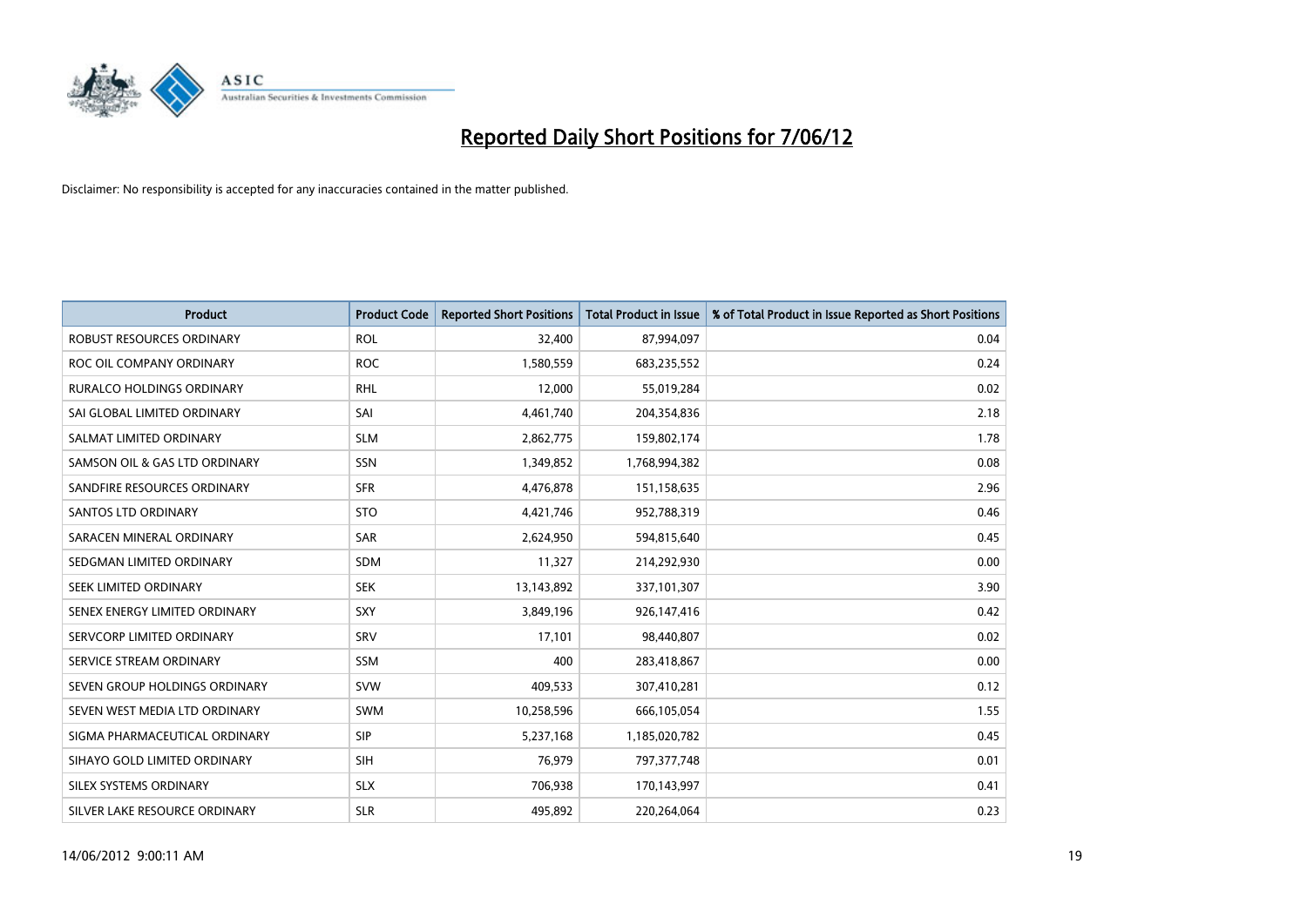# Reported Daily Short Positions for 7/06/12

Disclaimer: No responsibility is accepted for any inaccuracies contained in the matter published.

| Product | Product Code | Reported Short Positions | Total Product in Issue | % of Total Product in Issue Reported as Short Positions |
|---|---|---|---|---|
| ROBUST RESOURCES ORDINARY | ROL | 32,400 | 87,994,097 | 0.04 |
| ROC OIL COMPANY ORDINARY | ROC | 1,580,559 | 683,235,552 | 0.24 |
| RURALCO HOLDINGS ORDINARY | RHL | 12,000 | 55,019,284 | 0.02 |
| SAI GLOBAL LIMITED ORDINARY | SAI | 4,461,740 | 204,354,836 | 2.18 |
| SALMAT LIMITED ORDINARY | SLM | 2,862,775 | 159,802,174 | 1.78 |
| SAMSON OIL & GAS LTD ORDINARY | SSN | 1,349,852 | 1,768,994,382 | 0.08 |
| SANDFIRE RESOURCES ORDINARY | SFR | 4,476,878 | 151,158,635 | 2.96 |
| SANTOS LTD ORDINARY | STO | 4,421,746 | 952,788,319 | 0.46 |
| SARACEN MINERAL ORDINARY | SAR | 2,624,950 | 594,815,640 | 0.45 |
| SEDGMAN LIMITED ORDINARY | SDM | 11,327 | 214,292,930 | 0.00 |
| SEEK LIMITED ORDINARY | SEK | 13,143,892 | 337,101,307 | 3.90 |
| SENEX ENERGY LIMITED ORDINARY | SXY | 3,849,196 | 926,147,416 | 0.42 |
| SERVCORP LIMITED ORDINARY | SRV | 17,101 | 98,440,807 | 0.02 |
| SERVICE STREAM ORDINARY | SSM | 400 | 283,418,867 | 0.00 |
| SEVEN GROUP HOLDINGS ORDINARY | SVW | 409,533 | 307,410,281 | 0.12 |
| SEVEN WEST MEDIA LTD ORDINARY | SWM | 10,258,596 | 666,105,054 | 1.55 |
| SIGMA PHARMACEUTICAL ORDINARY | SIP | 5,237,168 | 1,185,020,782 | 0.45 |
| SIHAYO GOLD LIMITED ORDINARY | SIH | 76,979 | 797,377,748 | 0.01 |
| SILEX SYSTEMS ORDINARY | SLX | 706,938 | 170,143,997 | 0.41 |
| SILVER LAKE RESOURCE ORDINARY | SLR | 495,892 | 220,264,064 | 0.23 |

14/06/2012 9:00:11 AM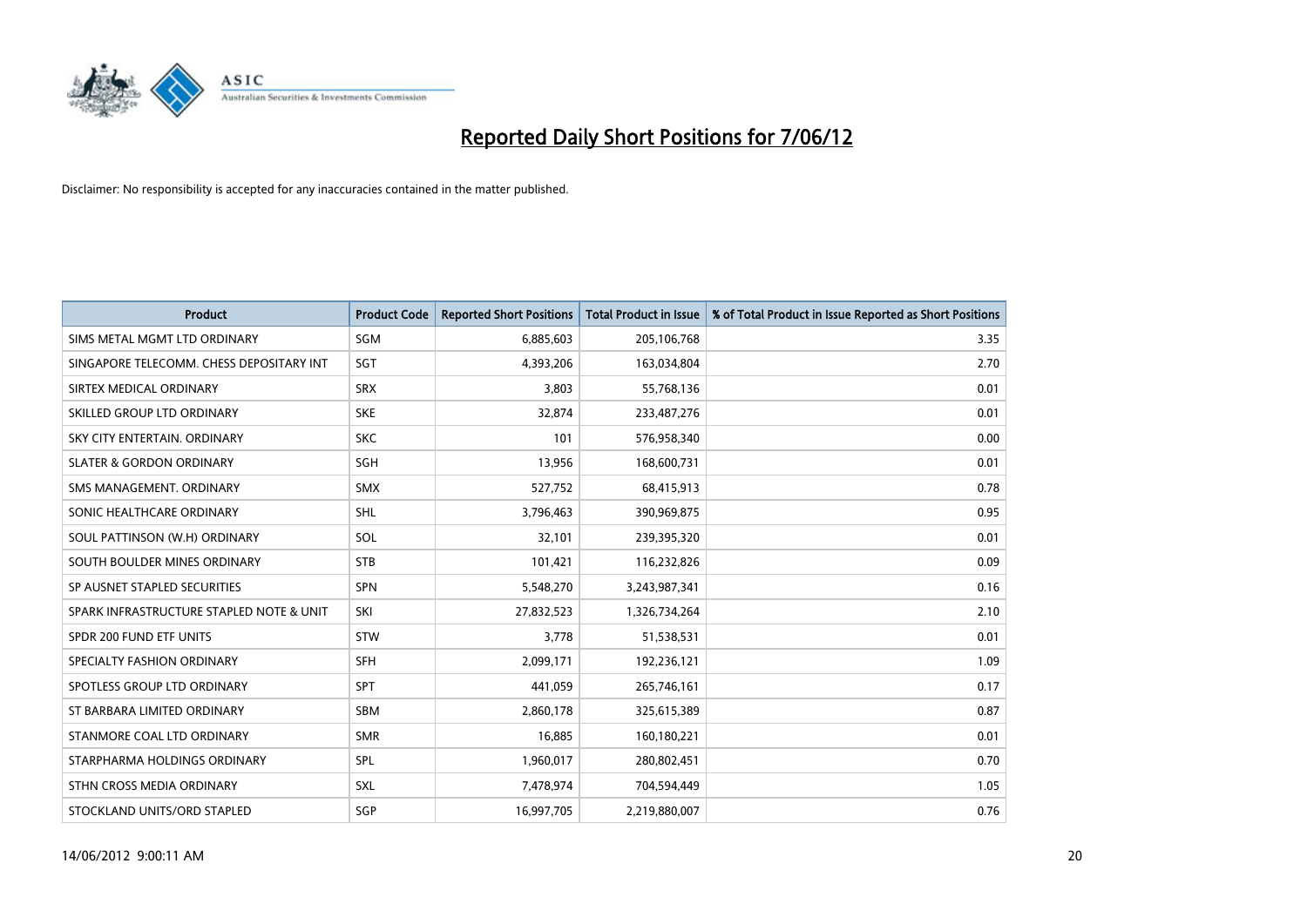# Reported Daily Short Positions for 7/06/12

Disclaimer: No responsibility is accepted for any inaccuracies contained in the matter published.

| Product | Product Code | Reported Short Positions | Total Product in Issue | % of Total Product in Issue Reported as Short Positions |
|---|---|---|---|---|
| SIMS METAL MGMT LTD ORDINARY | SGM | 6,885,603 | 205,106,768 | 3.35 |
| SINGAPORE TELECOMM. CHESS DEPOSITARY INT | SGT | 4,393,206 | 163,034,804 | 2.70 |
| SIRTEX MEDICAL ORDINARY | SRX | 3,803 | 55,768,136 | 0.01 |
| SKILLED GROUP LTD ORDINARY | SKE | 32,874 | 233,487,276 | 0.01 |
| SKY CITY ENTERTAIN. ORDINARY | SKC | 101 | 576,958,340 | 0.00 |
| SLATER & GORDON ORDINARY | SGH | 13,956 | 168,600,731 | 0.01 |
| SMS MANAGEMENT. ORDINARY | SMX | 527,752 | 68,415,913 | 0.78 |
| SONIC HEALTHCARE ORDINARY | SHL | 3,796,463 | 390,969,875 | 0.95 |
| SOUL PATTINSON (W.H) ORDINARY | SOL | 32,101 | 239,395,320 | 0.01 |
| SOUTH BOULDER MINES ORDINARY | STB | 101,421 | 116,232,826 | 0.09 |
| SP AUSNET STAPLED SECURITIES | SPN | 5,548,270 | 3,243,987,341 | 0.16 |
| SPARK INFRASTRUCTURE STAPLED NOTE & UNIT | SKI | 27,832,523 | 1,326,734,264 | 2.10 |
| SPDR 200 FUND ETF UNITS | STW | 3,778 | 51,538,531 | 0.01 |
| SPECIALTY FASHION ORDINARY | SFH | 2,099,171 | 192,236,121 | 1.09 |
| SPOTLESS GROUP LTD ORDINARY | SPT | 441,059 | 265,746,161 | 0.17 |
| ST BARBARA LIMITED ORDINARY | SBM | 2,860,178 | 325,615,389 | 0.87 |
| STANMORE COAL LTD ORDINARY | SMR | 16,885 | 160,180,221 | 0.01 |
| STARPHARMA HOLDINGS ORDINARY | SPL | 1,960,017 | 280,802,451 | 0.70 |
| STHN CROSS MEDIA ORDINARY | SXL | 7,478,974 | 704,594,449 | 1.05 |
| STOCKLAND UNITS/ORD STAPLED | SGP | 16,997,705 | 2,219,880,007 | 0.76 |

14/06/2012 9:00:11 AM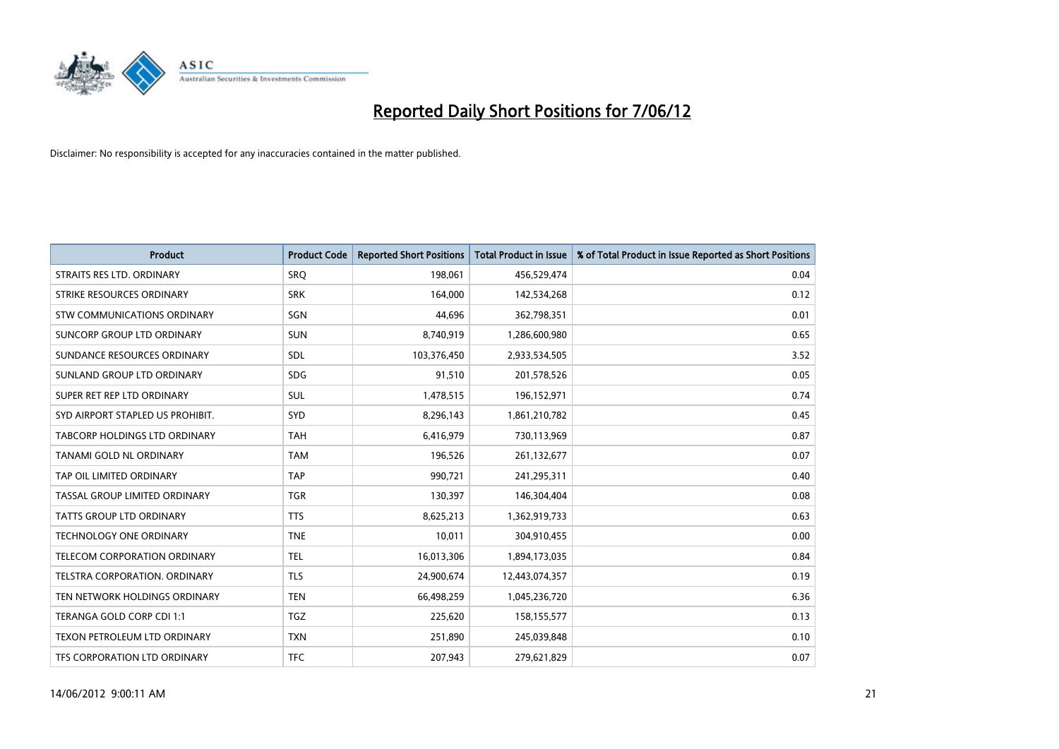# Reported Daily Short Positions for 7/06/12

Disclaimer: No responsibility is accepted for any inaccuracies contained in the matter published.

| Product | Product Code | Reported Short Positions | Total Product in Issue | % of Total Product in Issue Reported as Short Positions |
| --- | --- | --- | --- | --- |
| STRAITS RES LTD. ORDINARY | SRQ | 198,061 | 456,529,474 | 0.04 |
| STRIKE RESOURCES ORDINARY | SRK | 164,000 | 142,534,268 | 0.12 |
| STW COMMUNICATIONS ORDINARY | SGN | 44,696 | 362,798,351 | 0.01 |
| SUNCORP GROUP LTD ORDINARY | SUN | 8,740,919 | 1,286,600,980 | 0.65 |
| SUNDANCE RESOURCES ORDINARY | SDL | 103,376,450 | 2,933,534,505 | 3.52 |
| SUNLAND GROUP LTD ORDINARY | SDG | 91,510 | 201,578,526 | 0.05 |
| SUPER RET REP LTD ORDINARY | SUL | 1,478,515 | 196,152,971 | 0.74 |
| SYD AIRPORT STAPLED US PROHIBIT. | SYD | 8,296,143 | 1,861,210,782 | 0.45 |
| TABCORP HOLDINGS LTD ORDINARY | TAH | 6,416,979 | 730,113,969 | 0.87 |
| TANAMI GOLD NL ORDINARY | TAM | 196,526 | 261,132,677 | 0.07 |
| TAP OIL LIMITED ORDINARY | TAP | 990,721 | 241,295,311 | 0.40 |
| TASSAL GROUP LIMITED ORDINARY | TGR | 130,397 | 146,304,404 | 0.08 |
| TATTS GROUP LTD ORDINARY | TTS | 8,625,213 | 1,362,919,733 | 0.63 |
| TECHNOLOGY ONE ORDINARY | TNE | 10,011 | 304,910,455 | 0.00 |
| TELECOM CORPORATION ORDINARY | TEL | 16,013,306 | 1,894,173,035 | 0.84 |
| TELSTRA CORPORATION. ORDINARY | TLS | 24,900,674 | 12,443,074,357 | 0.19 |
| TEN NETWORK HOLDINGS ORDINARY | TEN | 66,498,259 | 1,045,236,720 | 6.36 |
| TERANGA GOLD CORP CDI 1:1 | TGZ | 225,620 | 158,155,577 | 0.13 |
| TEXON PETROLEUM LTD ORDINARY | TXN | 251,890 | 245,039,848 | 0.10 |
| TFS CORPORATION LTD ORDINARY | TFC | 207,943 | 279,621,829 | 0.07 |

14/06/2012 9:00:11 AM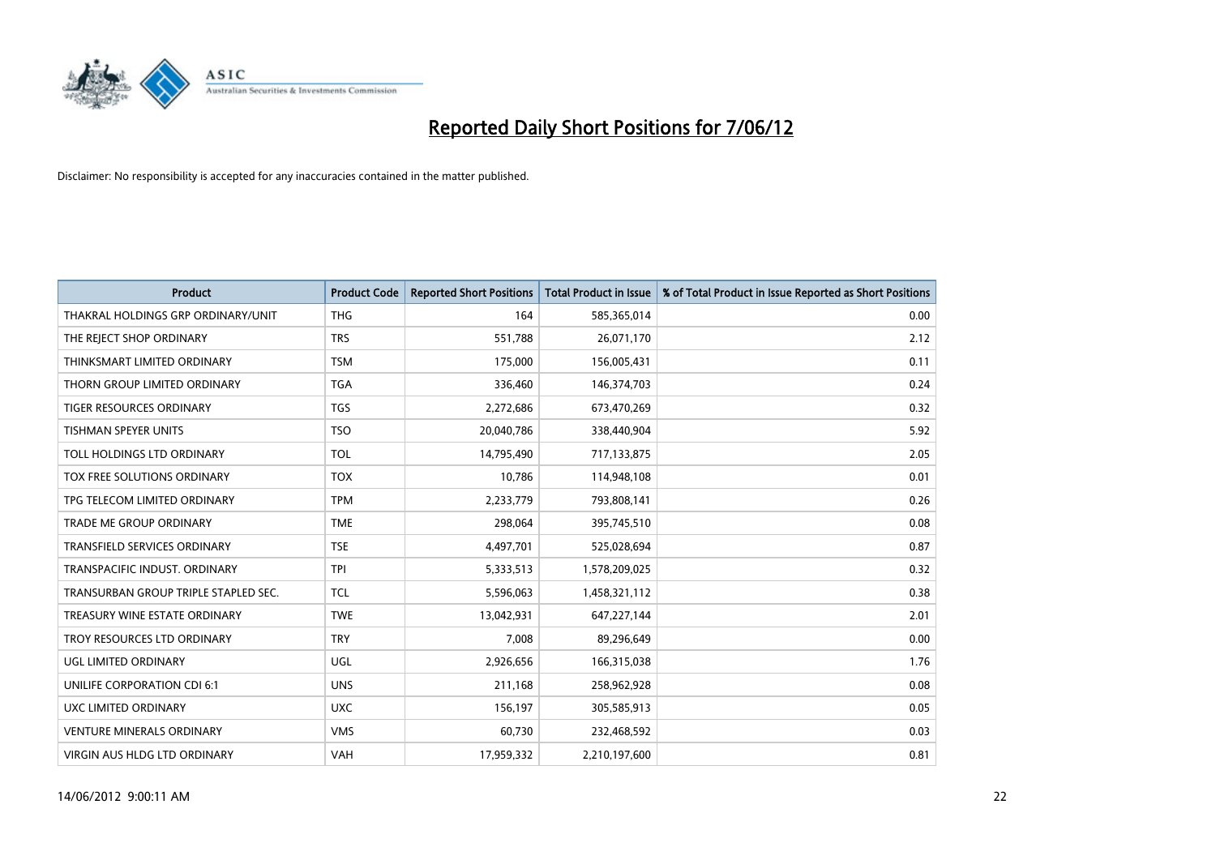# Reported Daily Short Positions for 7/06/12

Disclaimer: No responsibility is accepted for any inaccuracies contained in the matter published.

| Product | Product Code | Reported Short Positions | Total Product in Issue | % of Total Product in Issue Reported as Short Positions |
|---|---|---|---|---|
| THAKRAL HOLDINGS GRP ORDINARY/UNIT | THG | 164 | 585,365,014 | 0.00 |
| THE REJECT SHOP ORDINARY | TRS | 551,788 | 26,071,170 | 2.12 |
| THINKSMART LIMITED ORDINARY | TSM | 175,000 | 156,005,431 | 0.11 |
| THORN GROUP LIMITED ORDINARY | TGA | 336,460 | 146,374,703 | 0.24 |
| TIGER RESOURCES ORDINARY | TGS | 2,272,686 | 673,470,269 | 0.32 |
| TISHMAN SPEYER UNITS | TSO | 20,040,786 | 338,440,904 | 5.92 |
| TOLL HOLDINGS LTD ORDINARY | TOL | 14,795,490 | 717,133,875 | 2.05 |
| TOX FREE SOLUTIONS ORDINARY | TOX | 10,786 | 114,948,108 | 0.01 |
| TPG TELECOM LIMITED ORDINARY | TPM | 2,233,779 | 793,808,141 | 0.26 |
| TRADE ME GROUP ORDINARY | TME | 298,064 | 395,745,510 | 0.08 |
| TRANSFIELD SERVICES ORDINARY | TSE | 4,497,701 | 525,028,694 | 0.87 |
| TRANSPACIFIC INDUST. ORDINARY | TPI | 5,333,513 | 1,578,209,025 | 0.32 |
| TRANSURBAN GROUP TRIPLE STAPLED SEC. | TCL | 5,596,063 | 1,458,321,112 | 0.38 |
| TREASURY WINE ESTATE ORDINARY | TWE | 13,042,931 | 647,227,144 | 2.01 |
| TROY RESOURCES LTD ORDINARY | TRY | 7,008 | 89,296,649 | 0.00 |
| UGL LIMITED ORDINARY | UGL | 2,926,656 | 166,315,038 | 1.76 |
| UNILIFE CORPORATION CDI 6:1 | UNS | 211,168 | 258,962,928 | 0.08 |
| UXC LIMITED ORDINARY | UXC | 156,197 | 305,585,913 | 0.05 |
| VENTURE MINERALS ORDINARY | VMS | 60,730 | 232,468,592 | 0.03 |
| VIRGIN AUS HLDG LTD ORDINARY | VAH | 17,959,332 | 2,210,197,600 | 0.81 |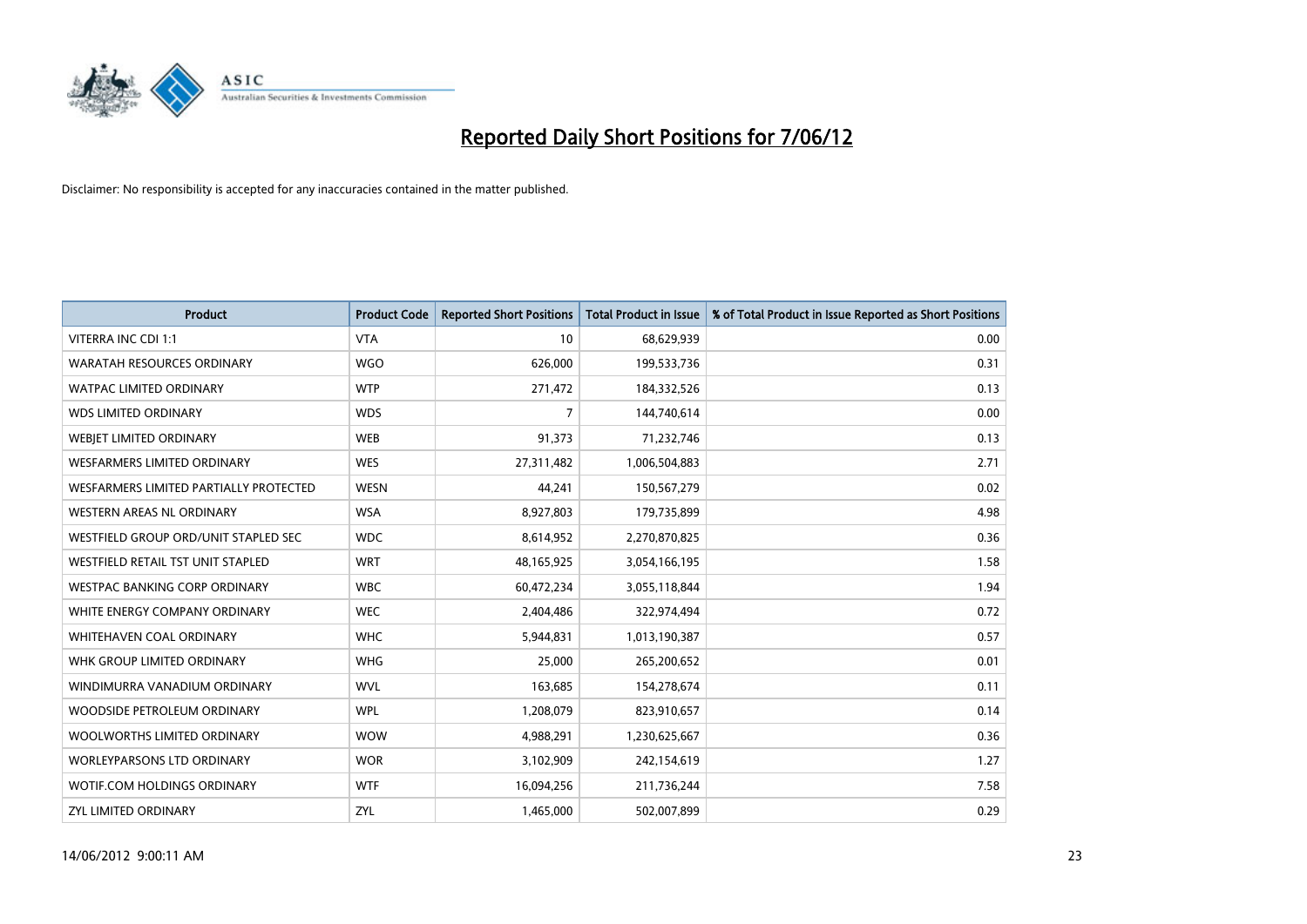# Reported Daily Short Positions for 7/06/12

Disclaimer: No responsibility is accepted for any inaccuracies contained in the matter published.

| Product | Product Code | Reported Short Positions | Total Product in Issue | % of Total Product in Issue Reported as Short Positions |
|---|---|---|---|---|
| VITERRA INC CDI 1:1 | VTA | 10 | 68,629,939 | 0.00 |
| WARATAH RESOURCES ORDINARY | WGO | 626,000 | 199,533,736 | 0.31 |
| WATPAC LIMITED ORDINARY | WTP | 271,472 | 184,332,526 | 0.13 |
| WDS LIMITED ORDINARY | WDS | 7 | 144,740,614 | 0.00 |
| WEBJET LIMITED ORDINARY | WEB | 91,373 | 71,232,746 | 0.13 |
| WESFARMERS LIMITED ORDINARY | WES | 27,311,482 | 1,006,504,883 | 2.71 |
| WESFARMERS LIMITED PARTIALLY PROTECTED | WESN | 44,241 | 150,567,279 | 0.02 |
| WESTERN AREAS NL ORDINARY | WSA | 8,927,803 | 179,735,899 | 4.98 |
| WESTFIELD GROUP ORD/UNIT STAPLED SEC | WDC | 8,614,952 | 2,270,870,825 | 0.36 |
| WESTFIELD RETAIL TST UNIT STAPLED | WRT | 48,165,925 | 3,054,166,195 | 1.58 |
| WESTPAC BANKING CORP ORDINARY | WBC | 60,472,234 | 3,055,118,844 | 1.94 |
| WHITE ENERGY COMPANY ORDINARY | WEC | 2,404,486 | 322,974,494 | 0.72 |
| WHITEHAVEN COAL ORDINARY | WHC | 5,944,831 | 1,013,190,387 | 0.57 |
| WHK GROUP LIMITED ORDINARY | WHG | 25,000 | 265,200,652 | 0.01 |
| WINDIMURRA VANADIUM ORDINARY | WVL | 163,685 | 154,278,674 | 0.11 |
| WOODSIDE PETROLEUM ORDINARY | WPL | 1,208,079 | 823,910,657 | 0.14 |
| WOOLWORTHS LIMITED ORDINARY | WOW | 4,988,291 | 1,230,625,667 | 0.36 |
| WORLEYPARSONS LTD ORDINARY | WOR | 3,102,909 | 242,154,619 | 1.27 |
| WOTIF.COM HOLDINGS ORDINARY | WTF | 16,094,256 | 211,736,244 | 7.58 |
| ZYL LIMITED ORDINARY | ZYL | 1,465,000 | 502,007,899 | 0.29 |